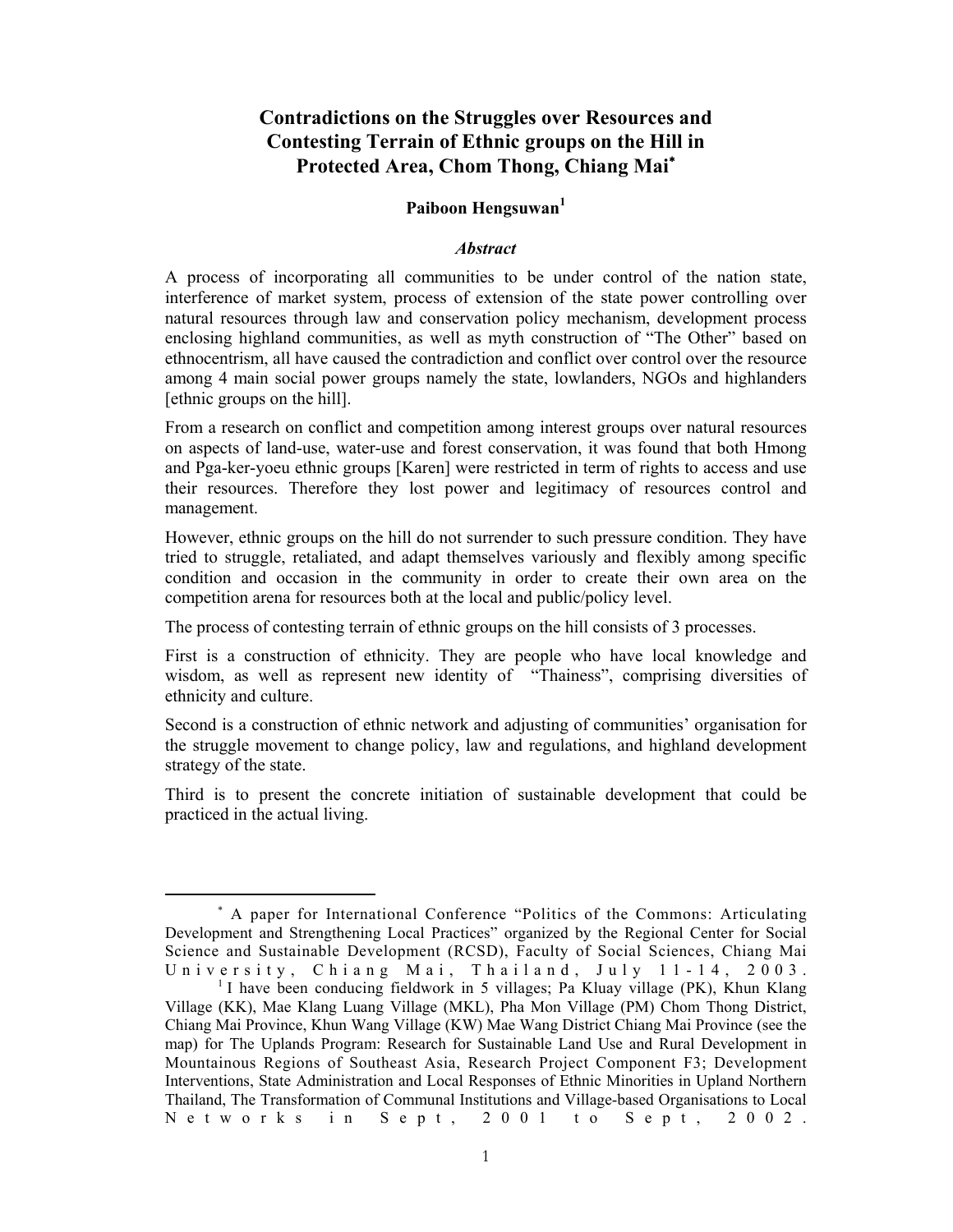# Contradictions on the Struggles over Resources and Contesting Terrain of Ethnic groups on the Hill in Protected Area, Chom Thong, Chiang Mai[*]

**Paiboon Hengsuwan[1]**

### *Abstract*

A process of incorporating all communities to be under control of the nation state, interference of market system, process of extension of the state power controlling over natural resources through law and conservation policy mechanism, development process enclosing highland communities, as well as myth construction of "The Other" based on ethnocentrism, all have caused the contradiction and conflict over control over the resource among 4 main social power groups namely the state, lowlanders, NGOs and highlanders [ethnic groups on the hill].

From a research on conflict and competition among interest groups over natural resources on aspects of land-use, water-use and forest conservation, it was found that both Hmong and Pga-ker-yoeu ethnic groups [Karen] were restricted in term of rights to access and use their resources. Therefore they lost power and legitimacy of resources control and management.

However, ethnic groups on the hill do not surrender to such pressure condition. They have tried to struggle, retaliated, and adapt themselves variously and flexibly among specific condition and occasion in the community in order to create their own area on the competition arena for resources both at the local and public/policy level.

The process of contesting terrain of ethnic groups on the hill consists of 3 processes.

First is a construction of ethnicity. They are people who have local knowledge and wisdom, as well as represent new identity of "Thainess", comprising diversities of ethnicity and culture.

Second is a construction of ethnic network and adjusting of communities' organisation for the struggle movement to change policy, law and regulations, and highland development strategy of the state.

Third is to present the concrete initiation of sustainable development that could be practiced in the actual living.

---

[*] A paper for International Conference "Politics of the Commons: Articulating Development and Strengthening Local Practices" organized by the Regional Center for Social Science and Sustainable Development (RCSD), Faculty of Social Sciences, Chiang Mai University, Chiang Mai, Thailand, July 11-14, 2003.

[1] I have been conducing fieldwork in 5 villages; Pa Kluay village (PK), Khun Klang Village (KK), Mae Klang Luang Village (MKL), Pha Mon Village (PM) Chom Thong District, Chiang Mai Province, Khun Wang Village (KW) Mae Wang District Chiang Mai Province (see the map) for The Uplands Program: Research for Sustainable Land Use and Rural Development in Mountainous Regions of Southeast Asia, Research Project Component F3; Development Interventions, State Administration and Local Responses of Ethnic Minorities in Upland Northern Thailand, The Transformation of Communal Institutions and Village-based Organisations to Local Networks in Sept, 2001 to Sept, 2002.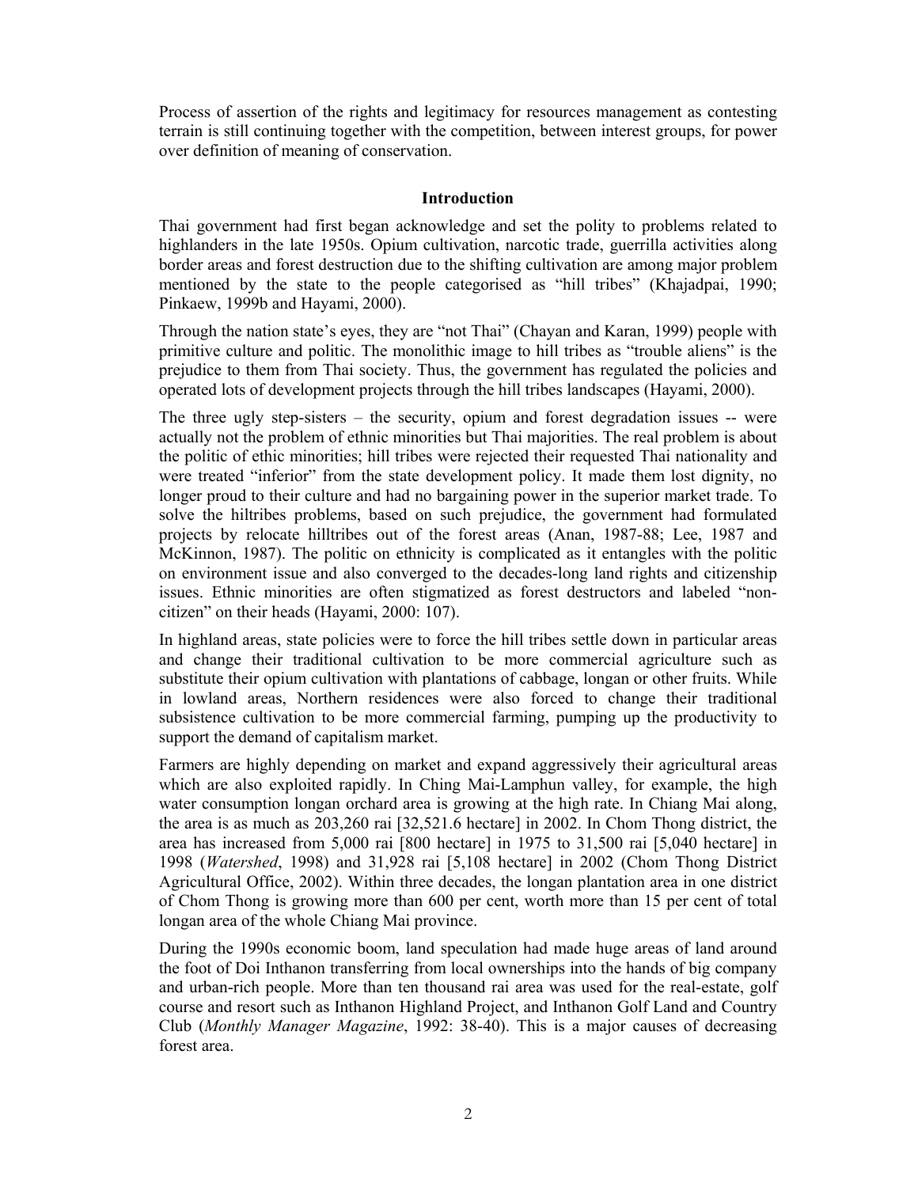Process of assertion of the rights and legitimacy for resources management as contesting terrain is still continuing together with the competition, between interest groups, for power over definition of meaning of conservation.

## Introduction

Thai government had first began acknowledge and set the polity to problems related to highlanders in the late 1950s. Opium cultivation, narcotic trade, guerrilla activities along border areas and forest destruction due to the shifting cultivation are among major problem mentioned by the state to the people categorised as "hill tribes" (Khajadpai, 1990; Pinkaew, 1999b and Hayami, 2000).

Through the nation state's eyes, they are "not Thai" (Chayan and Karan, 1999) people with primitive culture and politic. The monolithic image to hill tribes as "trouble aliens" is the prejudice to them from Thai society. Thus, the government has regulated the policies and operated lots of development projects through the hill tribes landscapes (Hayami, 2000).

The three ugly step-sisters – the security, opium and forest degradation issues -- were actually not the problem of ethnic minorities but Thai majorities. The real problem is about the politic of ethic minorities; hill tribes were rejected their requested Thai nationality and were treated "inferior" from the state development policy. It made them lost dignity, no longer proud to their culture and had no bargaining power in the superior market trade. To solve the hiltribes problems, based on such prejudice, the government had formulated projects by relocate hilltribes out of the forest areas (Anan, 1987-88; Lee, 1987 and McKinnon, 1987). The politic on ethnicity is complicated as it entangles with the politic on environment issue and also converged to the decades-long land rights and citizenship issues. Ethnic minorities are often stigmatized as forest destructors and labeled "non-citizen" on their heads (Hayami, 2000: 107).

In highland areas, state policies were to force the hill tribes settle down in particular areas and change their traditional cultivation to be more commercial agriculture such as substitute their opium cultivation with plantations of cabbage, longan or other fruits. While in lowland areas, Northern residences were also forced to change their traditional subsistence cultivation to be more commercial farming, pumping up the productivity to support the demand of capitalism market.

Farmers are highly depending on market and expand aggressively their agricultural areas which are also exploited rapidly. In Ching Mai-Lamphun valley, for example, the high water consumption longan orchard area is growing at the high rate. In Chiang Mai along, the area is as much as 203,260 rai [32,521.6 hectare] in 2002. In Chom Thong district, the area has increased from 5,000 rai [800 hectare] in 1975 to 31,500 rai [5,040 hectare] in 1998 (*Watershed*, 1998) and 31,928 rai [5,108 hectare] in 2002 (Chom Thong District Agricultural Office, 2002). Within three decades, the longan plantation area in one district of Chom Thong is growing more than 600 per cent, worth more than 15 per cent of total longan area of the whole Chiang Mai province.

During the 1990s economic boom, land speculation had made huge areas of land around the foot of Doi Inthanon transferring from local ownerships into the hands of big company and urban-rich people. More than ten thousand rai area was used for the real-estate, golf course and resort such as Inthanon Highland Project, and Inthanon Golf Land and Country Club (*Monthly Manager Magazine*, 1992: 38-40). This is a major causes of decreasing forest area.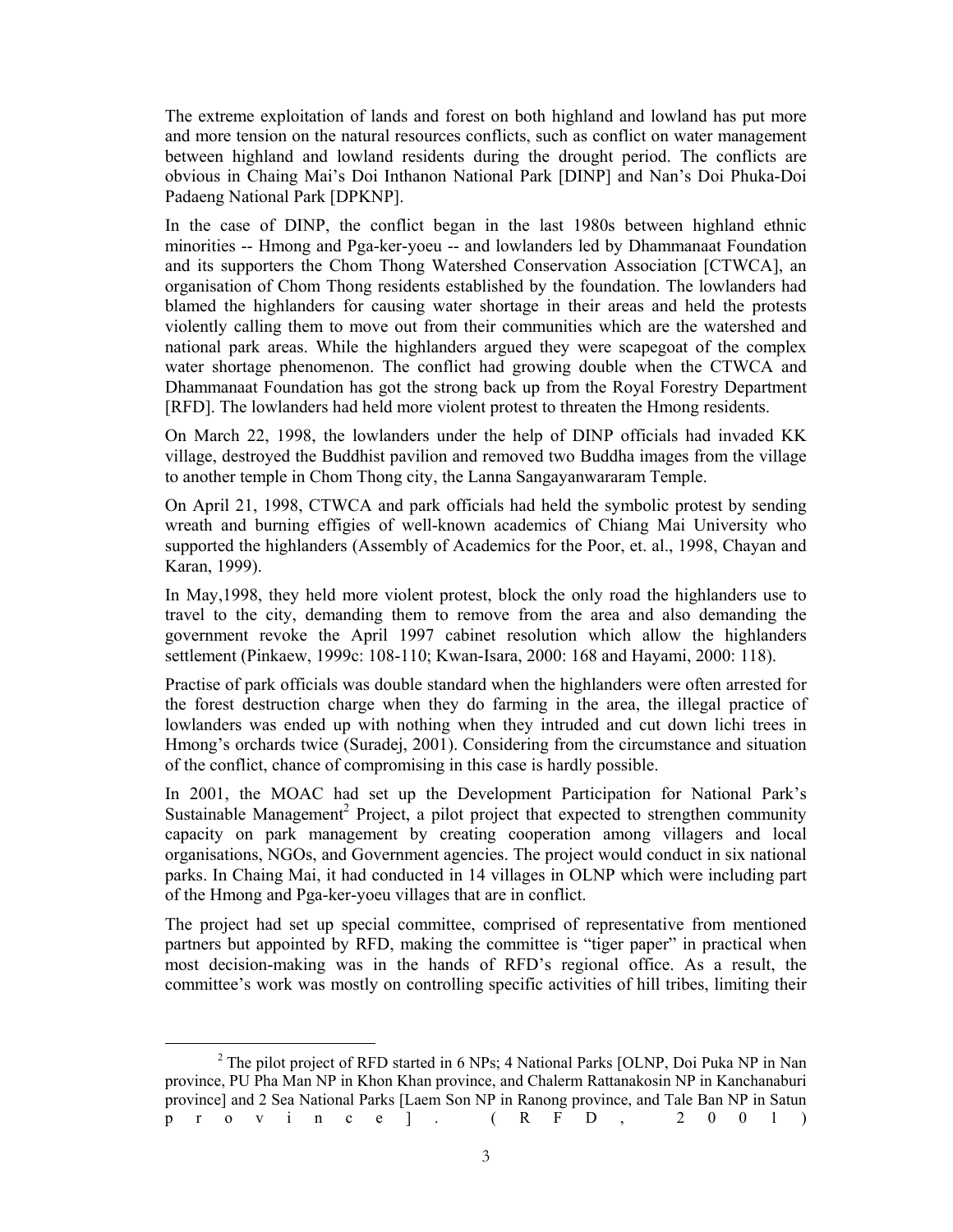The extreme exploitation of lands and forest on both highland and lowland has put more and more tension on the natural resources conflicts, such as conflict on water management between highland and lowland residents during the drought period. The conflicts are obvious in Chaing Mai's Doi Inthanon National Park [DINP] and Nan's Doi Phuka-Doi Padaeng National Park [DPKNP].

In the case of DINP, the conflict began in the last 1980s between highland ethnic minorities -- Hmong and Pga-ker-yoeu -- and lowlanders led by Dhammanaat Foundation and its supporters the Chom Thong Watershed Conservation Association [CTWCA], an organisation of Chom Thong residents established by the foundation. The lowlanders had blamed the highlanders for causing water shortage in their areas and held the protests violently calling them to move out from their communities which are the watershed and national park areas. While the highlanders argued they were scapegoat of the complex water shortage phenomenon. The conflict had growing double when the CTWCA and Dhammanaat Foundation has got the strong back up from the Royal Forestry Department [RFD]. The lowlanders had held more violent protest to threaten the Hmong residents.

On March 22, 1998, the lowlanders under the help of DINP officials had invaded KK village, destroyed the Buddhist pavilion and removed two Buddha images from the village to another temple in Chom Thong city, the Lanna Sangayanwararam Temple.

On April 21, 1998, CTWCA and park officials had held the symbolic protest by sending wreath and burning effigies of well-known academics of Chiang Mai University who supported the highlanders (Assembly of Academics for the Poor, et. al., 1998, Chayan and Karan, 1999).

In May,1998, they held more violent protest, block the only road the highlanders use to travel to the city, demanding them to remove from the area and also demanding the government revoke the April 1997 cabinet resolution which allow the highlanders settlement (Pinkaew, 1999c: 108-110; Kwan-Isara, 2000: 168 and Hayami, 2000: 118).

Practise of park officials was double standard when the highlanders were often arrested for the forest destruction charge when they do farming in the area, the illegal practice of lowlanders was ended up with nothing when they intruded and cut down lichi trees in Hmong's orchards twice (Suradej, 2001). Considering from the circumstance and situation of the conflict, chance of compromising in this case is hardly possible.

In 2001, the MOAC had set up the Development Participation for National Park's Sustainable Management[2] Project, a pilot project that expected to strengthen community capacity on park management by creating cooperation among villagers and local organisations, NGOs, and Government agencies. The project would conduct in six national parks. In Chaing Mai, it had conducted in 14 villages in OLNP which were including part of the Hmong and Pga-ker-yoeu villages that are in conflict.

The project had set up special committee, comprised of representative from mentioned partners but appointed by RFD, making the committee is "tiger paper" in practical when most decision-making was in the hands of RFD's regional office. As a result, the committee's work was mostly on controlling specific activities of hill tribes, limiting their

[2] The pilot project of RFD started in 6 NPs; 4 National Parks [OLNP, Doi Puka NP in Nan province, PU Pha Man NP in Khon Khan province, and Chalerm Rattanakosin NP in Kanchanaburi province] and 2 Sea National Parks [Laem Son NP in Ranong province, and Tale Ban NP in Satun province]. (RFD, 2001)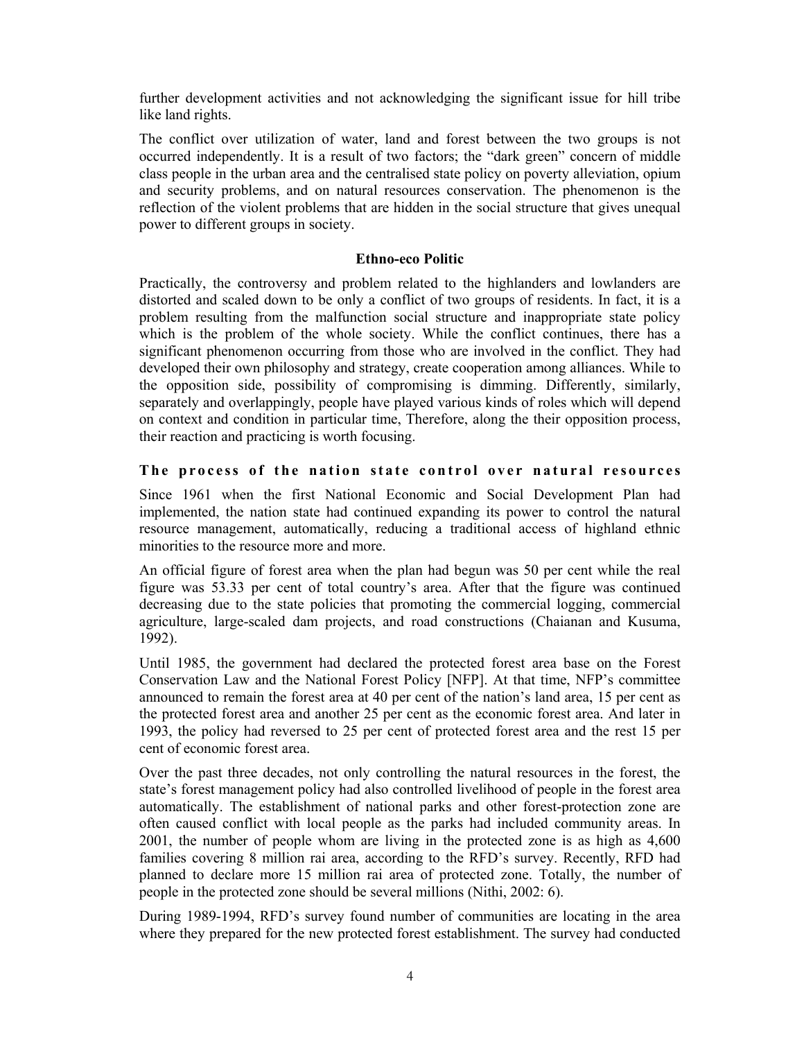further development activities and not acknowledging the significant issue for hill tribe like land rights.

The conflict over utilization of water, land and forest between the two groups is not occurred independently. It is a result of two factors; the "dark green" concern of middle class people in the urban area and the centralised state policy on poverty alleviation, opium and security problems, and on natural resources conservation. The phenomenon is the reflection of the violent problems that are hidden in the social structure that gives unequal power to different groups in society.

### Ethno-eco Politic

Practically, the controversy and problem related to the highlanders and lowlanders are distorted and scaled down to be only a conflict of two groups of residents. In fact, it is a problem resulting from the malfunction social structure and inappropriate state policy which is the problem of the whole society. While the conflict continues, there has a significant phenomenon occurring from those who are involved in the conflict. They had developed their own philosophy and strategy, create cooperation among alliances. While to the opposition side, possibility of compromising is dimming. Differently, similarly, separately and overlappingly, people have played various kinds of roles which will depend on context and condition in particular time, Therefore, along the their opposition process, their reaction and practicing is worth focusing.

### The process of the nation state control over natural resources

Since 1961 when the first National Economic and Social Development Plan had implemented, the nation state had continued expanding its power to control the natural resource management, automatically, reducing a traditional access of highland ethnic minorities to the resource more and more.

An official figure of forest area when the plan had begun was 50 per cent while the real figure was 53.33 per cent of total country's area. After that the figure was continued decreasing due to the state policies that promoting the commercial logging, commercial agriculture, large-scaled dam projects, and road constructions (Chaianan and Kusuma, 1992).

Until 1985, the government had declared the protected forest area base on the Forest Conservation Law and the National Forest Policy [NFP]. At that time, NFP's committee announced to remain the forest area at 40 per cent of the nation's land area, 15 per cent as the protected forest area and another 25 per cent as the economic forest area. And later in 1993, the policy had reversed to 25 per cent of protected forest area and the rest 15 per cent of economic forest area.

Over the past three decades, not only controlling the natural resources in the forest, the state's forest management policy had also controlled livelihood of people in the forest area automatically. The establishment of national parks and other forest-protection zone are often caused conflict with local people as the parks had included community areas. In 2001, the number of people whom are living in the protected zone is as high as 4,600 families covering 8 million rai area, according to the RFD's survey. Recently, RFD had planned to declare more 15 million rai area of protected zone. Totally, the number of people in the protected zone should be several millions (Nithi, 2002: 6).

During 1989-1994, RFD's survey found number of communities are locating in the area where they prepared for the new protected forest establishment. The survey had conducted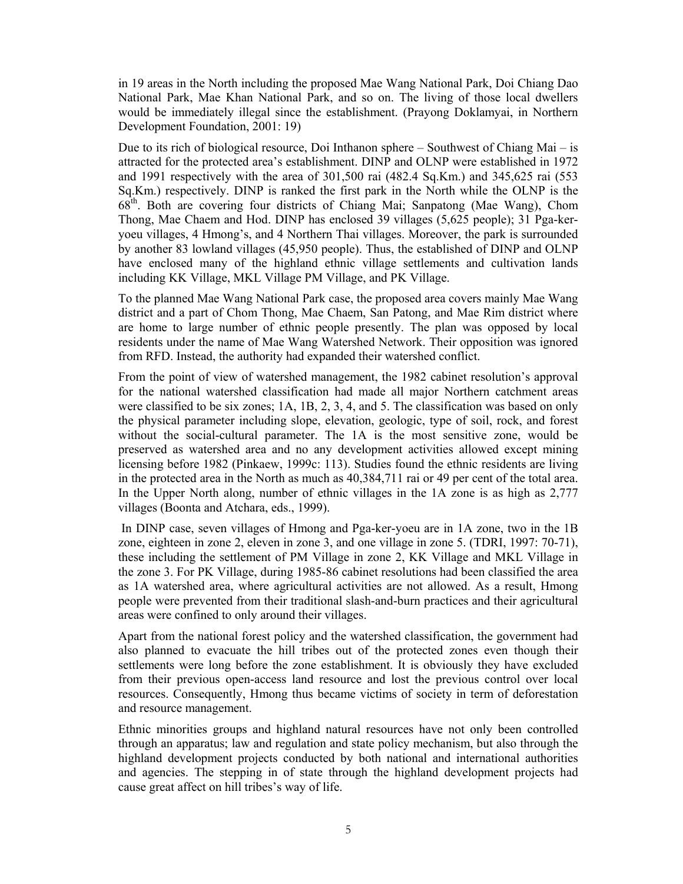in 19 areas in the North including the proposed Mae Wang National Park, Doi Chiang Dao National Park, Mae Khan National Park, and so on. The living of those local dwellers would be immediately illegal since the establishment. (Prayong Doklamyai, in Northern Development Foundation, 2001: 19)

Due to its rich of biological resource, Doi Inthanon sphere – Southwest of Chiang Mai – is attracted for the protected area's establishment. DINP and OLNP were established in 1972 and 1991 respectively with the area of 301,500 rai (482.4 Sq.Km.) and 345,625 rai (553 Sq.Km.) respectively. DINP is ranked the first park in the North while the OLNP is the 68th. Both are covering four districts of Chiang Mai; Sanpatong (Mae Wang), Chom Thong, Mae Chaem and Hod. DINP has enclosed 39 villages (5,625 people); 31 Pga-ker-yoeu villages, 4 Hmong's, and 4 Northern Thai villages. Moreover, the park is surrounded by another 83 lowland villages (45,950 people). Thus, the established of DINP and OLNP have enclosed many of the highland ethnic village settlements and cultivation lands including KK Village, MKL Village PM Village, and PK Village.

To the planned Mae Wang National Park case, the proposed area covers mainly Mae Wang district and a part of Chom Thong, Mae Chaem, San Patong, and Mae Rim district where are home to large number of ethnic people presently. The plan was opposed by local residents under the name of Mae Wang Watershed Network. Their opposition was ignored from RFD. Instead, the authority had expanded their watershed conflict.

From the point of view of watershed management, the 1982 cabinet resolution's approval for the national watershed classification had made all major Northern catchment areas were classified to be six zones; 1A, 1B, 2, 3, 4, and 5. The classification was based on only the physical parameter including slope, elevation, geologic, type of soil, rock, and forest without the social-cultural parameter. The 1A is the most sensitive zone, would be preserved as watershed area and no any development activities allowed except mining licensing before 1982 (Pinkaew, 1999c: 113). Studies found the ethnic residents are living in the protected area in the North as much as 40,384,711 rai or 49 per cent of the total area. In the Upper North along, number of ethnic villages in the 1A zone is as high as 2,777 villages (Boonta and Atchara, eds., 1999).

In DINP case, seven villages of Hmong and Pga-ker-yoeu are in 1A zone, two in the 1B zone, eighteen in zone 2, eleven in zone 3, and one village in zone 5. (TDRI, 1997: 70-71), these including the settlement of PM Village in zone 2, KK Village and MKL Village in the zone 3. For PK Village, during 1985-86 cabinet resolutions had been classified the area as 1A watershed area, where agricultural activities are not allowed. As a result, Hmong people were prevented from their traditional slash-and-burn practices and their agricultural areas were confined to only around their villages.

Apart from the national forest policy and the watershed classification, the government had also planned to evacuate the hill tribes out of the protected zones even though their settlements were long before the zone establishment. It is obviously they have excluded from their previous open-access land resource and lost the previous control over local resources. Consequently, Hmong thus became victims of society in term of deforestation and resource management.

Ethnic minorities groups and highland natural resources have not only been controlled through an apparatus; law and regulation and state policy mechanism, but also through the highland development projects conducted by both national and international authorities and agencies. The stepping in of state through the highland development projects had cause great affect on hill tribes's way of life.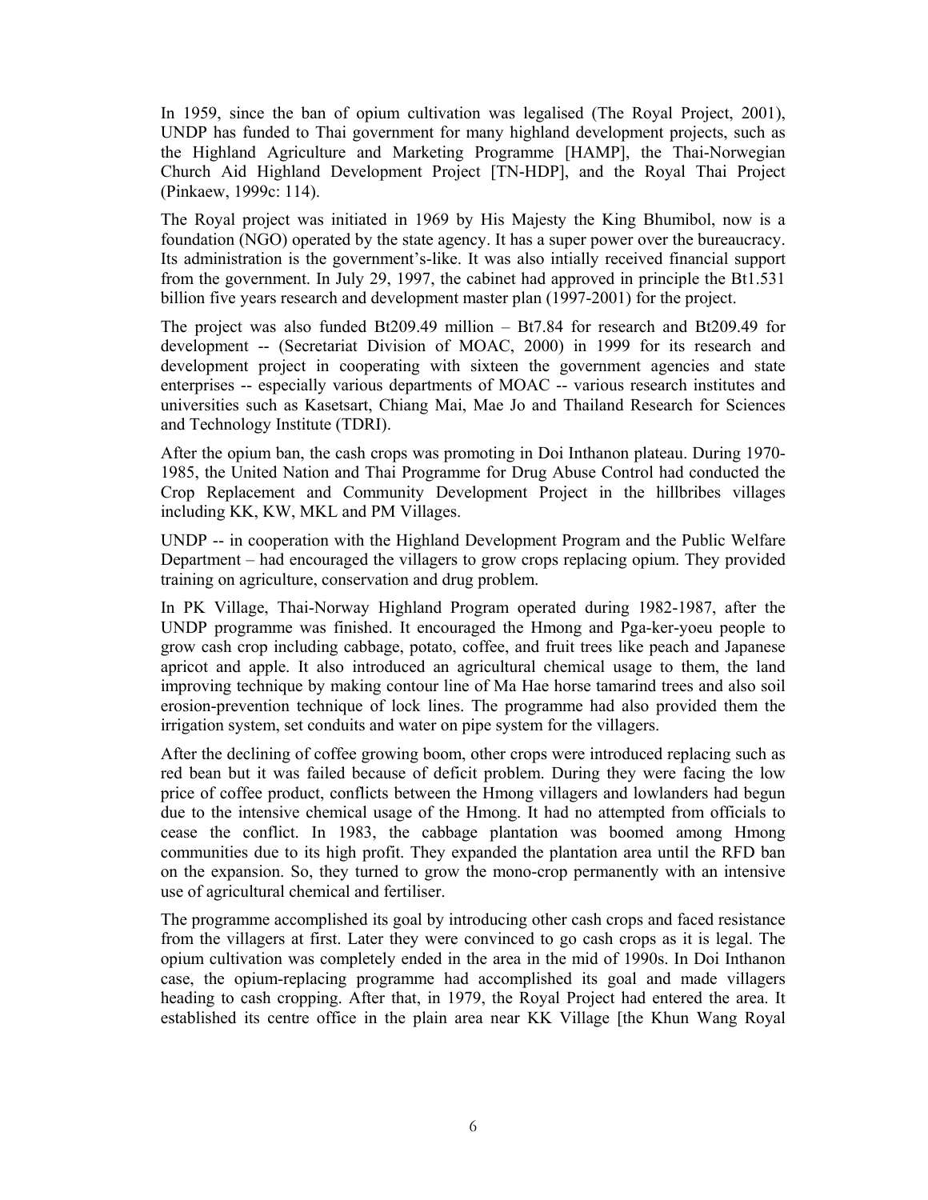In 1959, since the ban of opium cultivation was legalised (The Royal Project, 2001), UNDP has funded to Thai government for many highland development projects, such as the Highland Agriculture and Marketing Programme [HAMP], the Thai-Norwegian Church Aid Highland Development Project [TN-HDP], and the Royal Thai Project (Pinkaew, 1999c: 114).

The Royal project was initiated in 1969 by His Majesty the King Bhumibol, now is a foundation (NGO) operated by the state agency. It has a super power over the bureaucracy. Its administration is the government's-like. It was also intially received financial support from the government. In July 29, 1997, the cabinet had approved in principle the Bt1.531 billion five years research and development master plan (1997-2001) for the project.

The project was also funded Bt209.49 million – Bt7.84 for research and Bt209.49 for development -- (Secretariat Division of MOAC, 2000) in 1999 for its research and development project in cooperating with sixteen the government agencies and state enterprises -- especially various departments of MOAC -- various research institutes and universities such as Kasetsart, Chiang Mai, Mae Jo and Thailand Research for Sciences and Technology Institute (TDRI).

After the opium ban, the cash crops was promoting in Doi Inthanon plateau. During 1970-1985, the United Nation and Thai Programme for Drug Abuse Control had conducted the Crop Replacement and Community Development Project in the hillbribes villages including KK, KW, MKL and PM Villages.

UNDP -- in cooperation with the Highland Development Program and the Public Welfare Department – had encouraged the villagers to grow crops replacing opium. They provided training on agriculture, conservation and drug problem.

In PK Village, Thai-Norway Highland Program operated during 1982-1987, after the UNDP programme was finished. It encouraged the Hmong and Pga-ker-yoeu people to grow cash crop including cabbage, potato, coffee, and fruit trees like peach and Japanese apricot and apple. It also introduced an agricultural chemical usage to them, the land improving technique by making contour line of Ma Hae horse tamarind trees and also soil erosion-prevention technique of lock lines. The programme had also provided them the irrigation system, set conduits and water on pipe system for the villagers.

After the declining of coffee growing boom, other crops were introduced replacing such as red bean but it was failed because of deficit problem. During they were facing the low price of coffee product, conflicts between the Hmong villagers and lowlanders had begun due to the intensive chemical usage of the Hmong. It had no attempted from officials to cease the conflict. In 1983, the cabbage plantation was boomed among Hmong communities due to its high profit. They expanded the plantation area until the RFD ban on the expansion. So, they turned to grow the mono-crop permanently with an intensive use of agricultural chemical and fertiliser.

The programme accomplished its goal by introducing other cash crops and faced resistance from the villagers at first. Later they were convinced to go cash crops as it is legal. The opium cultivation was completely ended in the area in the mid of 1990s. In Doi Inthanon case, the opium-replacing programme had accomplished its goal and made villagers heading to cash cropping. After that, in 1979, the Royal Project had entered the area. It established its centre office in the plain area near KK Village [the Khun Wang Royal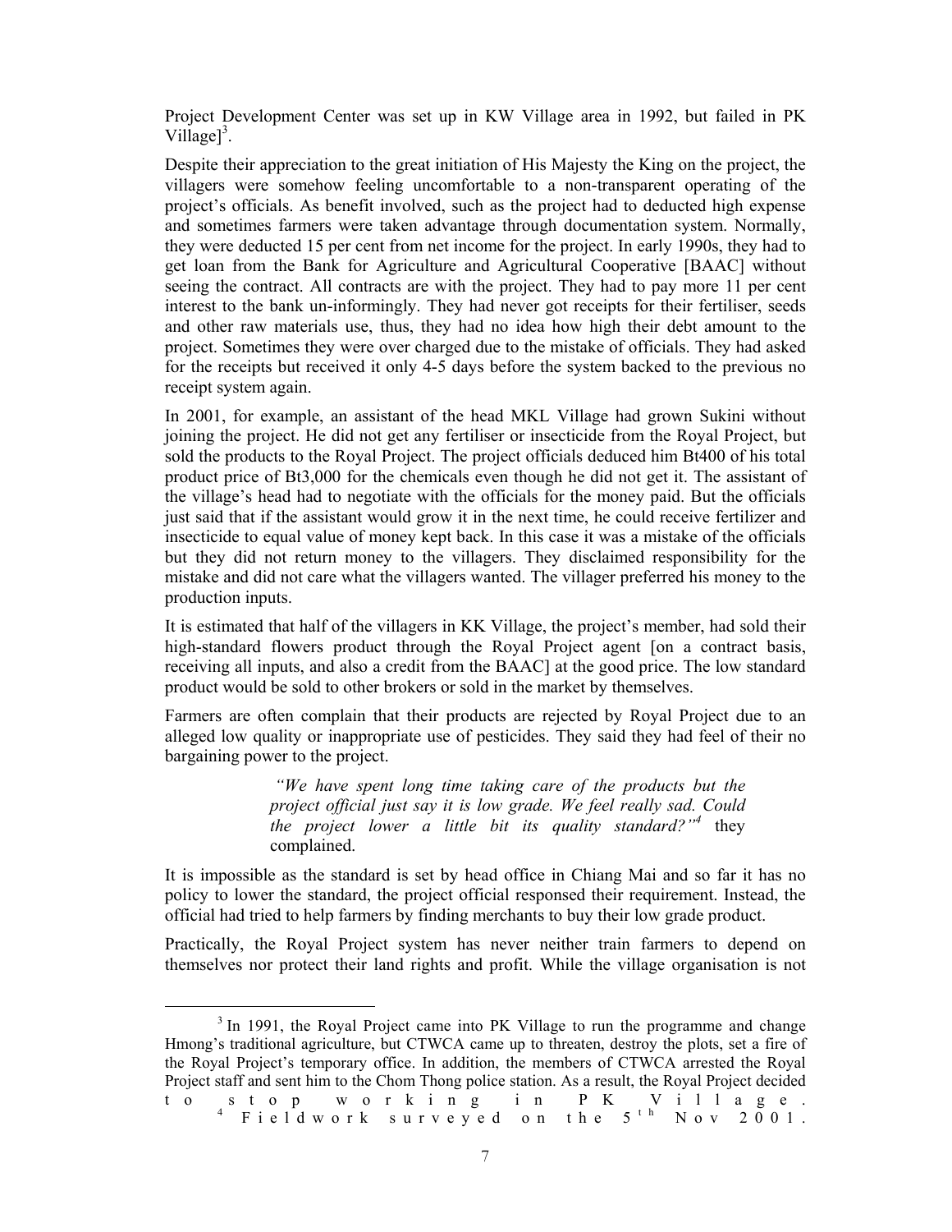Project Development Center was set up in KW Village area in 1992, but failed in PK Village][3].

Despite their appreciation to the great initiation of His Majesty the King on the project, the villagers were somehow feeling uncomfortable to a non-transparent operating of the project's officials. As benefit involved, such as the project had to deducted high expense and sometimes farmers were taken advantage through documentation system. Normally, they were deducted 15 per cent from net income for the project. In early 1990s, they had to get loan from the Bank for Agriculture and Agricultural Cooperative [BAAC] without seeing the contract. All contracts are with the project. They had to pay more 11 per cent interest to the bank un-informingly. They had never got receipts for their fertiliser, seeds and other raw materials use, thus, they had no idea how high their debt amount to the project. Sometimes they were over charged due to the mistake of officials. They had asked for the receipts but received it only 4-5 days before the system backed to the previous no receipt system again.

In 2001, for example, an assistant of the head MKL Village had grown Sukini without joining the project. He did not get any fertiliser or insecticide from the Royal Project, but sold the products to the Royal Project. The project officials deduced him Bt400 of his total product price of Bt3,000 for the chemicals even though he did not get it. The assistant of the village's head had to negotiate with the officials for the money paid. But the officials just said that if the assistant would grow it in the next time, he could receive fertilizer and insecticide to equal value of money kept back. In this case it was a mistake of the officials but they did not return money to the villagers. They disclaimed responsibility for the mistake and did not care what the villagers wanted. The villager preferred his money to the production inputs.

It is estimated that half of the villagers in KK Village, the project's member, had sold their high-standard flowers product through the Royal Project agent [on a contract basis, receiving all inputs, and also a credit from the BAAC] at the good price. The low standard product would be sold to other brokers or sold in the market by themselves.

Farmers are often complain that their products are rejected by Royal Project due to an alleged low quality or inappropriate use of pesticides. They said they had feel of their no bargaining power to the project.

> *"We have spent long time taking care of the products but the project official just say it is low grade. We feel really sad. Could the project lower a little bit its quality standard?"*[4] they complained.

It is impossible as the standard is set by head office in Chiang Mai and so far it has no policy to lower the standard, the project official responsed their requirement. Instead, the official had tried to help farmers by finding merchants to buy their low grade product.

Practically, the Royal Project system has never neither train farmers to depend on themselves nor protect their land rights and profit. While the village organisation is not

---

[3] In 1991, the Royal Project came into PK Village to run the programme and change Hmong's traditional agriculture, but CTWCA came up to threaten, destroy the plots, set a fire of the Royal Project's temporary office. In addition, the members of CTWCA arrested the Royal Project staff and sent him to the Chom Thong police station. As a result, the Royal Project decided to stop working in PK Village.

[4] Fieldwork surveyed on the 5th Nov 2001.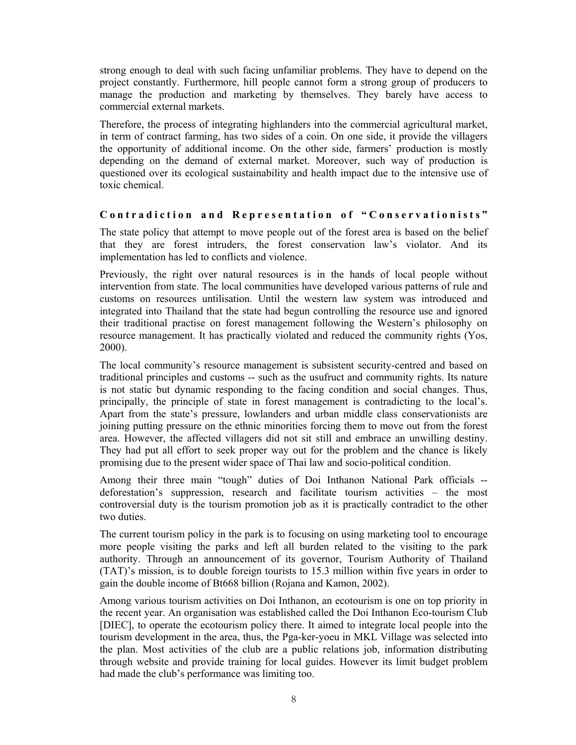strong enough to deal with such facing unfamiliar problems. They have to depend on the project constantly. Furthermore, hill people cannot form a strong group of producers to manage the production and marketing by themselves. They barely have access to commercial external markets.

Therefore, the process of integrating highlanders into the commercial agricultural market, in term of contract farming, has two sides of a coin. On one side, it provide the villagers the opportunity of additional income. On the other side, farmers' production is mostly depending on the demand of external market. Moreover, such way of production is questioned over its ecological sustainability and health impact due to the intensive use of toxic chemical.

### Contradiction and Representation of "Conservationists"

The state policy that attempt to move people out of the forest area is based on the belief that they are forest intruders, the forest conservation law's violator. And its implementation has led to conflicts and violence.

Previously, the right over natural resources is in the hands of local people without intervention from state. The local communities have developed various patterns of rule and customs on resources untilisation. Until the western law system was introduced and integrated into Thailand that the state had begun controlling the resource use and ignored their traditional practise on forest management following the Western's philosophy on resource management. It has practically violated and reduced the community rights (Yos, 2000).

The local community's resource management is subsistent security-centred and based on traditional principles and customs -- such as the usufruct and community rights. Its nature is not static but dynamic responding to the facing condition and social changes. Thus, principally, the principle of state in forest management is contradicting to the local's. Apart from the state's pressure, lowlanders and urban middle class conservationists are joining putting pressure on the ethnic minorities forcing them to move out from the forest area. However, the affected villagers did not sit still and embrace an unwilling destiny. They had put all effort to seek proper way out for the problem and the chance is likely promising due to the present wider space of Thai law and socio-political condition.

Among their three main "tough" duties of Doi Inthanon National Park officials -- deforestation's suppression, research and facilitate tourism activities – the most controversial duty is the tourism promotion job as it is practically contradict to the other two duties.

The current tourism policy in the park is to focusing on using marketing tool to encourage more people visiting the parks and left all burden related to the visiting to the park authority. Through an announcement of its governor, Tourism Authority of Thailand (TAT)'s mission, is to double foreign tourists to 15.3 million within five years in order to gain the double income of Bt668 billion (Rojana and Kamon, 2002).

Among various tourism activities on Doi Inthanon, an ecotourism is one on top priority in the recent year. An organisation was established called the Doi Inthanon Eco-tourism Club [DIEC], to operate the ecotourism policy there. It aimed to integrate local people into the tourism development in the area, thus, the Pga-ker-yoeu in MKL Village was selected into the plan. Most activities of the club are a public relations job, information distributing through website and provide training for local guides. However its limit budget problem had made the club's performance was limiting too.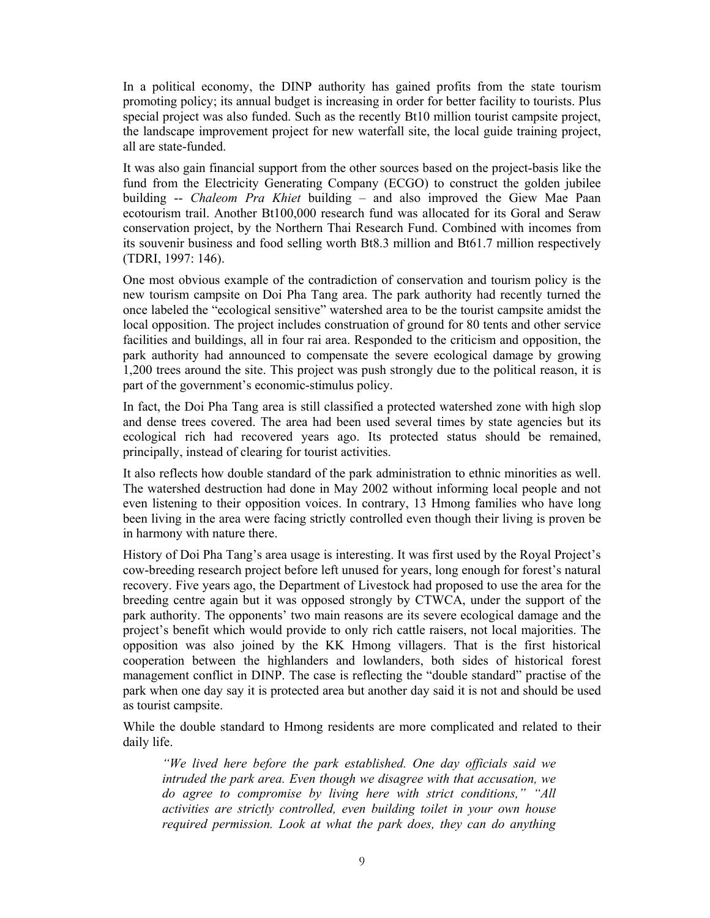In a political economy, the DINP authority has gained profits from the state tourism promoting policy; its annual budget is increasing in order for better facility to tourists. Plus special project was also funded. Such as the recently Bt10 million tourist campsite project, the landscape improvement project for new waterfall site, the local guide training project, all are state-funded.

It was also gain financial support from the other sources based on the project-basis like the fund from the Electricity Generating Company (ECGO) to construct the golden jubilee building -- *Chaleom Pra Khiet* building – and also improved the Giew Mae Paan ecotourism trail. Another Bt100,000 research fund was allocated for its Goral and Seraw conservation project, by the Northern Thai Research Fund. Combined with incomes from its souvenir business and food selling worth Bt8.3 million and Bt61.7 million respectively (TDRI, 1997: 146).

One most obvious example of the contradiction of conservation and tourism policy is the new tourism campsite on Doi Pha Tang area. The park authority had recently turned the once labeled the "ecological sensitive" watershed area to be the tourist campsite amidst the local opposition. The project includes construation of ground for 80 tents and other service facilities and buildings, all in four rai area. Responded to the criticism and opposition, the park authority had announced to compensate the severe ecological damage by growing 1,200 trees around the site. This project was push strongly due to the political reason, it is part of the government's economic-stimulus policy.

In fact, the Doi Pha Tang area is still classified a protected watershed zone with high slop and dense trees covered. The area had been used several times by state agencies but its ecological rich had recovered years ago. Its protected status should be remained, principally, instead of clearing for tourist activities.

It also reflects how double standard of the park administration to ethnic minorities as well. The watershed destruction had done in May 2002 without informing local people and not even listening to their opposition voices. In contrary, 13 Hmong families who have long been living in the area were facing strictly controlled even though their living is proven be in harmony with nature there.

History of Doi Pha Tang's area usage is interesting. It was first used by the Royal Project's cow-breeding research project before left unused for years, long enough for forest's natural recovery. Five years ago, the Department of Livestock had proposed to use the area for the breeding centre again but it was opposed strongly by CTWCA, under the support of the park authority. The opponents' two main reasons are its severe ecological damage and the project's benefit which would provide to only rich cattle raisers, not local majorities. The opposition was also joined by the KK Hmong villagers. That is the first historical cooperation between the highlanders and lowlanders, both sides of historical forest management conflict in DINP. The case is reflecting the "double standard" practise of the park when one day say it is protected area but another day said it is not and should be used as tourist campsite.

While the double standard to Hmong residents are more complicated and related to their daily life.

> *"We lived here before the park established. One day officials said we intruded the park area. Even though we disagree with that accusation, we do agree to compromise by living here with strict conditions," "All activities are strictly controlled, even building toilet in your own house required permission. Look at what the park does, they can do anything*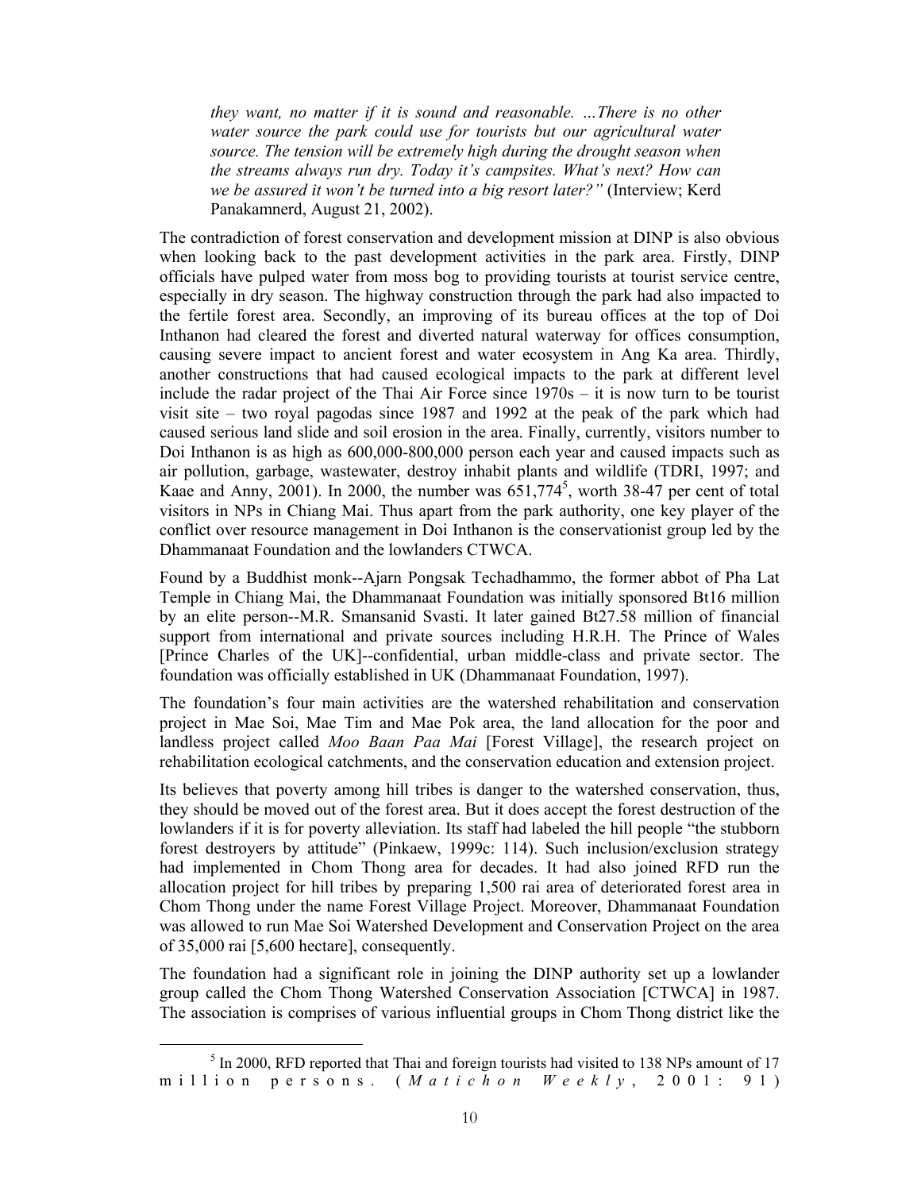> *they want, no matter if it is sound and reasonable. …There is no other water source the park could use for tourists but our agricultural water source. The tension will be extremely high during the drought season when the streams always run dry. Today it's campsites. What's next? How can we be assured it won't be turned into a big resort later?"* (Interview; Kerd Panakamnerd, August 21, 2002).

The contradiction of forest conservation and development mission at DINP is also obvious when looking back to the past development activities in the park area. Firstly, DINP officials have pulped water from moss bog to providing tourists at tourist service centre, especially in dry season. The highway construction through the park had also impacted to the fertile forest area. Secondly, an improving of its bureau offices at the top of Doi Inthanon had cleared the forest and diverted natural waterway for offices consumption, causing severe impact to ancient forest and water ecosystem in Ang Ka area. Thirdly, another constructions that had caused ecological impacts to the park at different level include the radar project of the Thai Air Force since 1970s – it is now turn to be tourist visit site – two royal pagodas since 1987 and 1992 at the peak of the park which had caused serious land slide and soil erosion in the area. Finally, currently, visitors number to Doi Inthanon is as high as 600,000-800,000 person each year and caused impacts such as air pollution, garbage, wastewater, destroy inhabit plants and wildlife (TDRI, 1997; and Kaae and Anny, 2001). In 2000, the number was 651,774[5], worth 38-47 per cent of total visitors in NPs in Chiang Mai. Thus apart from the park authority, one key player of the conflict over resource management in Doi Inthanon is the conservationist group led by the Dhammanaat Foundation and the lowlanders CTWCA.

Found by a Buddhist monk--Ajarn Pongsak Techadhammo, the former abbot of Pha Lat Temple in Chiang Mai, the Dhammanaat Foundation was initially sponsored Bt16 million by an elite person--M.R. Smansanid Svasti. It later gained Bt27.58 million of financial support from international and private sources including H.R.H. The Prince of Wales [Prince Charles of the UK]--confidential, urban middle-class and private sector. The foundation was officially established in UK (Dhammanaat Foundation, 1997).

The foundation's four main activities are the watershed rehabilitation and conservation project in Mae Soi, Mae Tim and Mae Pok area, the land allocation for the poor and landless project called *Moo Baan Paa Mai* [Forest Village], the research project on rehabilitation ecological catchments, and the conservation education and extension project.

Its believes that poverty among hill tribes is danger to the watershed conservation, thus, they should be moved out of the forest area. But it does accept the forest destruction of the lowlanders if it is for poverty alleviation. Its staff had labeled the hill people "the stubborn forest destroyers by attitude" (Pinkaew, 1999c: 114). Such inclusion/exclusion strategy had implemented in Chom Thong area for decades. It had also joined RFD run the allocation project for hill tribes by preparing 1,500 rai area of deteriorated forest area in Chom Thong under the name Forest Village Project. Moreover, Dhammanaat Foundation was allowed to run Mae Soi Watershed Development and Conservation Project on the area of 35,000 rai [5,600 hectare], consequently.

The foundation had a significant role in joining the DINP authority set up a lowlander group called the Chom Thong Watershed Conservation Association [CTWCA] in 1987. The association is comprises of various influential groups in Chom Thong district like the

[5] In 2000, RFD reported that Thai and foreign tourists had visited to 138 NPs amount of 17 million persons. (*Matichon Weekly*, 2001: 91)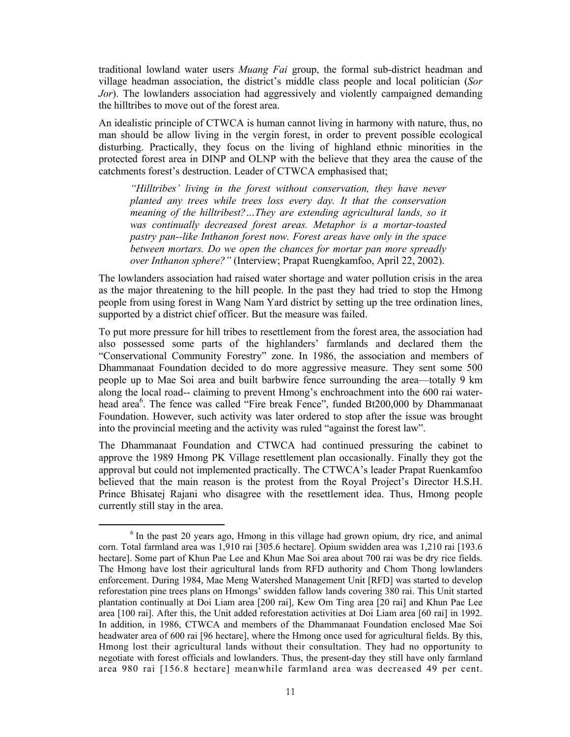traditional lowland water users *Muang Fai* group, the formal sub-district headman and village headman association, the district's middle class people and local politician (*Sor Jor*). The lowlanders association had aggressively and violently campaigned demanding the hilltribes to move out of the forest area.

An idealistic principle of CTWCA is human cannot living in harmony with nature, thus, no man should be allow living in the vergin forest, in order to prevent possible ecological disturbing. Practically, they focus on the living of highland ethnic minorities in the protected forest area in DINP and OLNP with the believe that they area the cause of the catchments forest's destruction. Leader of CTWCA emphasised that;

> *"Hilltribes' living in the forest without conservation, they have never planted any trees while trees loss every day. It that the conservation meaning of the hilltribest?…They are extending agricultural lands, so it was continually decreased forest areas. Metaphor is a mortar-toasted pastry pan--like Inthanon forest now. Forest areas have only in the space between mortars. Do we open the chances for mortar pan more spreadly over Inthanon sphere?"* (Interview; Prapat Ruengkamfoo, April 22, 2002).

The lowlanders association had raised water shortage and water pollution crisis in the area as the major threatening to the hill people. In the past they had tried to stop the Hmong people from using forest in Wang Nam Yard district by setting up the tree ordination lines, supported by a district chief officer. But the measure was failed.

To put more pressure for hill tribes to resettlement from the forest area, the association had also possessed some parts of the highlanders' farmlands and declared them the "Conservational Community Forestry" zone. In 1986, the association and members of Dhammanaat Foundation decided to do more aggressive measure. They sent some 500 people up to Mae Soi area and built barbwire fence surrounding the area—totally 9 km along the local road-- claiming to prevent Hmong's enchroachment into the 600 rai water-head area[6]. The fence was called "Fire break Fence", funded Bt200,000 by Dhammanaat Foundation. However, such activity was later ordered to stop after the issue was brought into the provincial meeting and the activity was ruled "against the forest law".

The Dhammanaat Foundation and CTWCA had continued pressuring the cabinet to approve the 1989 Hmong PK Village resettlement plan occasionally. Finally they got the approval but could not implemented practically. The CTWCA's leader Prapat Ruenkamfoo believed that the main reason is the protest from the Royal Project's Director H.S.H. Prince Bhisatej Rajani who disagree with the resettlement idea. Thus, Hmong people currently still stay in the area.

---

[6] In the past 20 years ago, Hmong in this village had grown opium, dry rice, and animal corn. Total farmland area was 1,910 rai [305.6 hectare]. Opium swidden area was 1,210 rai [193.6 hectare]. Some part of Khun Pae Lee and Khun Mae Soi area about 700 rai was be dry rice fields. The Hmong have lost their agricultural lands from RFD authority and Chom Thong lowlanders enforcement. During 1984, Mae Meng Watershed Management Unit [RFD] was started to develop reforestation pine trees plans on Hmongs' swidden fallow lands covering 380 rai. This Unit started plantation continually at Doi Liam area [200 rai], Kew Om Ting area [20 rai] and Khun Pae Lee area [100 rai]. After this, the Unit added reforestation activities at Doi Liam area [60 rai] in 1992. In addition, in 1986, CTWCA and members of the Dhammanaat Foundation enclosed Mae Soi headwater area of 600 rai [96 hectare], where the Hmong once used for agricultural fields. By this, Hmong lost their agricultural lands without their consultation. They had no opportunity to negotiate with forest officials and lowlanders. Thus, the present-day they still have only farmland area 980 rai [156.8 hectare] meanwhile farmland area was decreased 49 per cent.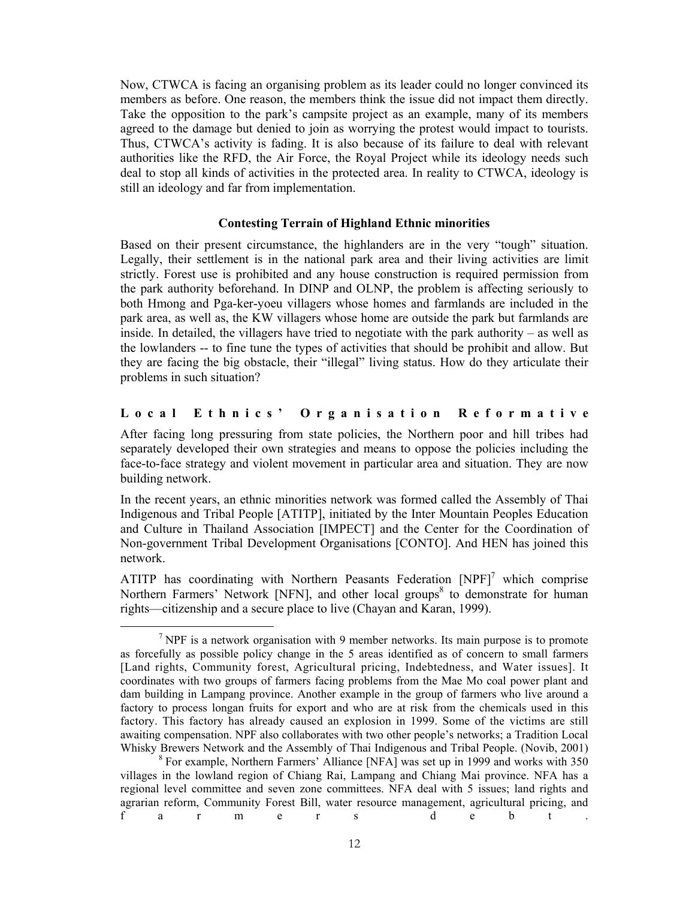Now, CTWCA is facing an organising problem as its leader could no longer convinced its members as before. One reason, the members think the issue did not impact them directly. Take the opposition to the park's campsite project as an example, many of its members agreed to the damage but denied to join as worrying the protest would impact to tourists. Thus, CTWCA's activity is fading. It is also because of its failure to deal with relevant authorities like the RFD, the Air Force, the Royal Project while its ideology needs such deal to stop all kinds of activities in the protected area. In reality to CTWCA, ideology is still an ideology and far from implementation.

### Contesting Terrain of Highland Ethnic minorities

Based on their present circumstance, the highlanders are in the very "tough" situation. Legally, their settlement is in the national park area and their living activities are limit strictly. Forest use is prohibited and any house construction is required permission from the park authority beforehand. In DINP and OLNP, the problem is affecting seriously to both Hmong and Pga-ker-yoeu villagers whose homes and farmlands are included in the park area, as well as, the KW villagers whose home are outside the park but farmlands are inside. In detailed, the villagers have tried to negotiate with the park authority – as well as the lowlanders -- to fine tune the types of activities that should be prohibit and allow. But they are facing the big obstacle, their "illegal" living status. How do they articulate their problems in such situation?

### Local Ethnics' Organisation Reformative

After facing long pressuring from state policies, the Northern poor and hill tribes had separately developed their own strategies and means to oppose the policies including the face-to-face strategy and violent movement in particular area and situation. They are now building network.

In the recent years, an ethnic minorities network was formed called the Assembly of Thai Indigenous and Tribal People [ATITP], initiated by the Inter Mountain Peoples Education and Culture in Thailand Association [IMPECT] and the Center for the Coordination of Non-government Tribal Development Organisations [CONTO]. And HEN has joined this network.

ATITP has coordinating with Northern Peasants Federation [NPF][7] which comprise Northern Farmers' Network [NFN], and other local groups[8] to demonstrate for human rights—citizenship and a secure place to live (Chayan and Karan, 1999).

---

[7] NPF is a network organisation with 9 member networks. Its main purpose is to promote as forcefully as possible policy change in the 5 areas identified as of concern to small farmers [Land rights, Community forest, Agricultural pricing, Indebtedness, and Water issues]. It coordinates with two groups of farmers facing problems from the Mae Mo coal power plant and dam building in Lampang province. Another example in the group of farmers who live around a factory to process longan fruits for export and who are at risk from the chemicals used in this factory. This factory has already caused an explosion in 1999. Some of the victims are still awaiting compensation. NPF also collaborates with two other people's networks; a Tradition Local Whisky Brewers Network and the Assembly of Thai Indigenous and Tribal People. (Novib, 2001)

[8] For example, Northern Farmers' Alliance [NFA] was set up in 1999 and works with 350 villages in the lowland region of Chiang Rai, Lampang and Chiang Mai province. NFA has a regional level committee and seven zone committees. NFA deal with 5 issues; land rights and agrarian reform, Community Forest Bill, water resource management, agricultural pricing, and farmers debt.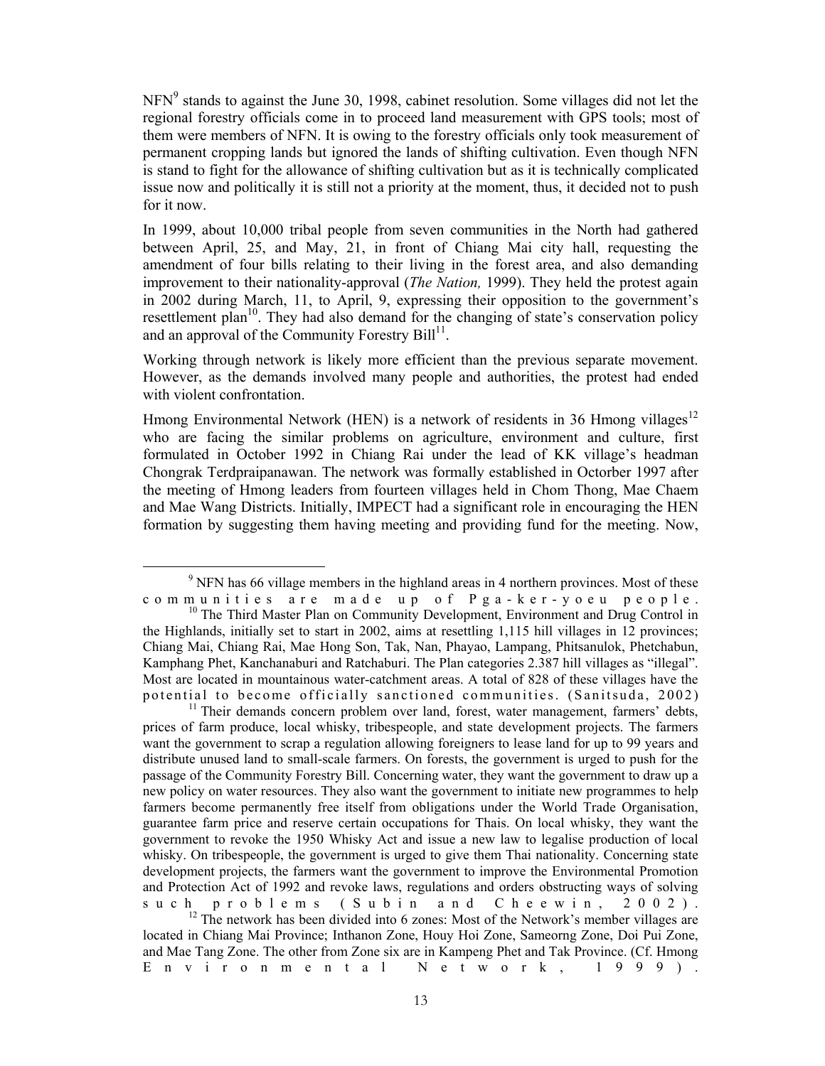NFN[9] stands to against the June 30, 1998, cabinet resolution. Some villages did not let the regional forestry officials come in to proceed land measurement with GPS tools; most of them were members of NFN. It is owing to the forestry officials only took measurement of permanent cropping lands but ignored the lands of shifting cultivation. Even though NFN is stand to fight for the allowance of shifting cultivation but as it is technically complicated issue now and politically it is still not a priority at the moment, thus, it decided not to push for it now.

In 1999, about 10,000 tribal people from seven communities in the North had gathered between April, 25, and May, 21, in front of Chiang Mai city hall, requesting the amendment of four bills relating to their living in the forest area, and also demanding improvement to their nationality-approval (*The Nation,* 1999). They held the protest again in 2002 during March, 11, to April, 9, expressing their opposition to the government's resettlement plan[10]. They had also demand for the changing of state's conservation policy and an approval of the Community Forestry Bill[11].

Working through network is likely more efficient than the previous separate movement. However, as the demands involved many people and authorities, the protest had ended with violent confrontation.

Hmong Environmental Network (HEN) is a network of residents in 36 Hmong villages[12] who are facing the similar problems on agriculture, environment and culture, first formulated in October 1992 in Chiang Rai under the lead of KK village's headman Chongrak Terdpraipanawan. The network was formally established in Octorber 1997 after the meeting of Hmong leaders from fourteen villages held in Chom Thong, Mae Chaem and Mae Wang Districts. Initially, IMPECT had a significant role in encouraging the HEN formation by suggesting them having meeting and providing fund for the meeting. Now,

---

[9] NFN has 66 village members in the highland areas in 4 northern provinces. Most of these communities are made up of Pga-ker-yoeu people.

[10] The Third Master Plan on Community Development, Environment and Drug Control in the Highlands, initially set to start in 2002, aims at resettling 1,115 hill villages in 12 provinces; Chiang Mai, Chiang Rai, Mae Hong Son, Tak, Nan, Phayao, Lampang, Phitsanulok, Phetchabun, Kamphang Phet, Kanchanaburi and Ratchaburi. The Plan categories 2.387 hill villages as "illegal". Most are located in mountainous water-catchment areas. A total of 828 of these villages have the potential to become officially sanctioned communities. (Sanitsuda, 2002)

[11] Their demands concern problem over land, forest, water management, farmers' debts, prices of farm produce, local whisky, tribespeople, and state development projects. The farmers want the government to scrap a regulation allowing foreigners to lease land for up to 99 years and distribute unused land to small-scale farmers. On forests, the government is urged to push for the passage of the Community Forestry Bill. Concerning water, they want the government to draw up a new policy on water resources. They also want the government to initiate new programmes to help farmers become permanently free itself from obligations under the World Trade Organisation, guarantee farm price and reserve certain occupations for Thais. On local whisky, they want the government to revoke the 1950 Whisky Act and issue a new law to legalise production of local whisky. On tribespeople, the government is urged to give them Thai nationality. Concerning state development projects, the farmers want the government to improve the Environmental Promotion and Protection Act of 1992 and revoke laws, regulations and orders obstructing ways of solving such problems (Subin and Cheewin, 2002).

[12] The network has been divided into 6 zones: Most of the Network's member villages are located in Chiang Mai Province; Inthanon Zone, Houy Hoi Zone, Sameorng Zone, Doi Pui Zone, and Mae Tang Zone. The other from Zone six are in Kampeng Phet and Tak Province. (Cf. Hmong Environmental Network, 1999).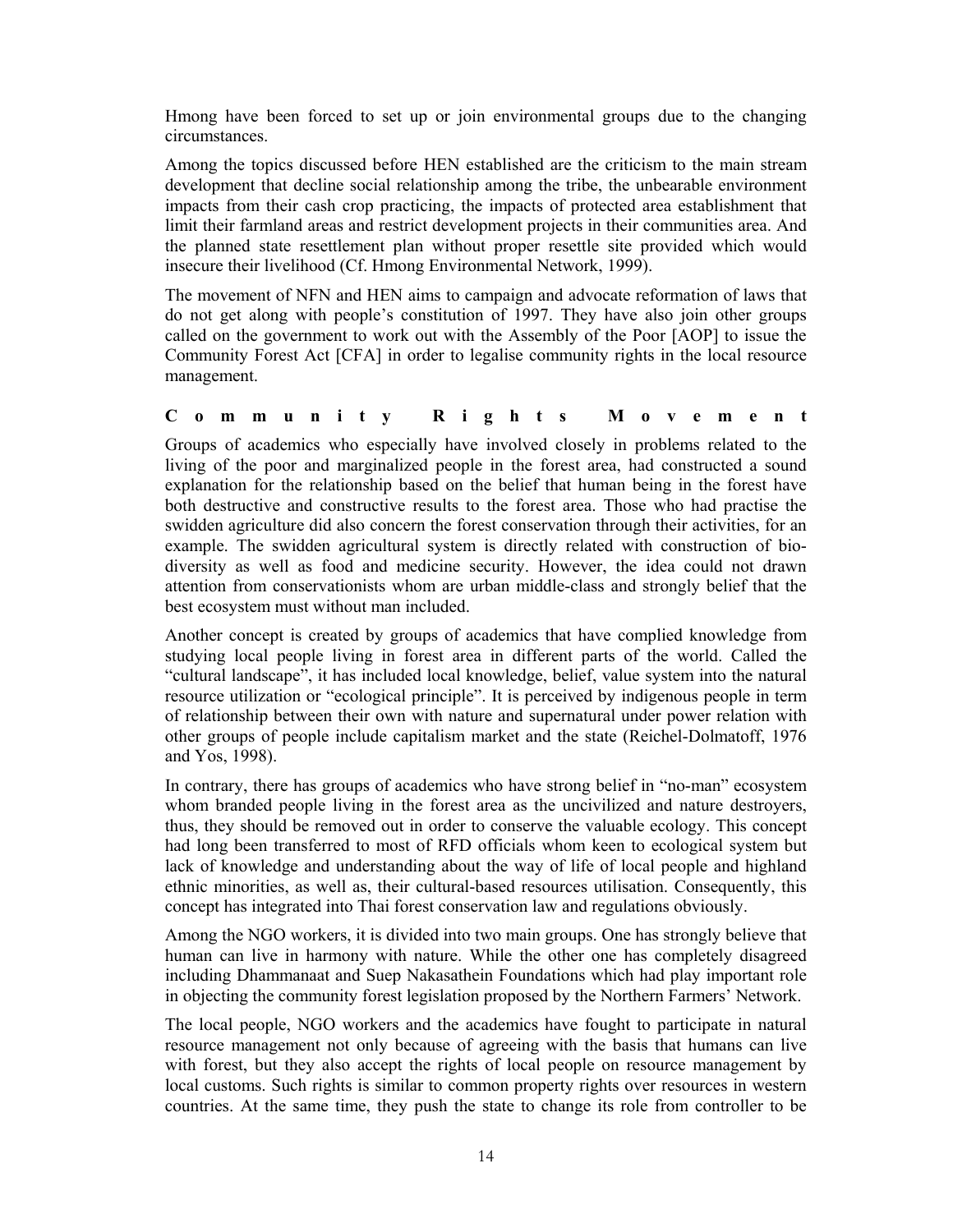Hmong have been forced to set up or join environmental groups due to the changing circumstances.

Among the topics discussed before HEN established are the criticism to the main stream development that decline social relationship among the tribe, the unbearable environment impacts from their cash crop practicing, the impacts of protected area establishment that limit their farmland areas and restrict development projects in their communities area. And the planned state resettlement plan without proper resettle site provided which would insecure their livelihood (Cf. Hmong Environmental Network, 1999).

The movement of NFN and HEN aims to campaign and advocate reformation of laws that do not get along with people's constitution of 1997. They have also join other groups called on the government to work out with the Assembly of the Poor [AOP] to issue the Community Forest Act [CFA] in order to legalise community rights in the local resource management.

## Community Rights Movement

Groups of academics who especially have involved closely in problems related to the living of the poor and marginalized people in the forest area, had constructed a sound explanation for the relationship based on the belief that human being in the forest have both destructive and constructive results to the forest area. Those who had practise the swidden agriculture did also concern the forest conservation through their activities, for an example. The swidden agricultural system is directly related with construction of bio-diversity as well as food and medicine security. However, the idea could not drawn attention from conservationists whom are urban middle-class and strongly belief that the best ecosystem must without man included.

Another concept is created by groups of academics that have complied knowledge from studying local people living in forest area in different parts of the world. Called the "cultural landscape", it has included local knowledge, belief, value system into the natural resource utilization or "ecological principle". It is perceived by indigenous people in term of relationship between their own with nature and supernatural under power relation with other groups of people include capitalism market and the state (Reichel-Dolmatoff, 1976 and Yos, 1998).

In contrary, there has groups of academics who have strong belief in "no-man" ecosystem whom branded people living in the forest area as the uncivilized and nature destroyers, thus, they should be removed out in order to conserve the valuable ecology. This concept had long been transferred to most of RFD officials whom keen to ecological system but lack of knowledge and understanding about the way of life of local people and highland ethnic minorities, as well as, their cultural-based resources utilisation. Consequently, this concept has integrated into Thai forest conservation law and regulations obviously.

Among the NGO workers, it is divided into two main groups. One has strongly believe that human can live in harmony with nature. While the other one has completely disagreed including Dhammanaat and Suep Nakasathein Foundations which had play important role in objecting the community forest legislation proposed by the Northern Farmers' Network.

The local people, NGO workers and the academics have fought to participate in natural resource management not only because of agreeing with the basis that humans can live with forest, but they also accept the rights of local people on resource management by local customs. Such rights is similar to common property rights over resources in western countries. At the same time, they push the state to change its role from controller to be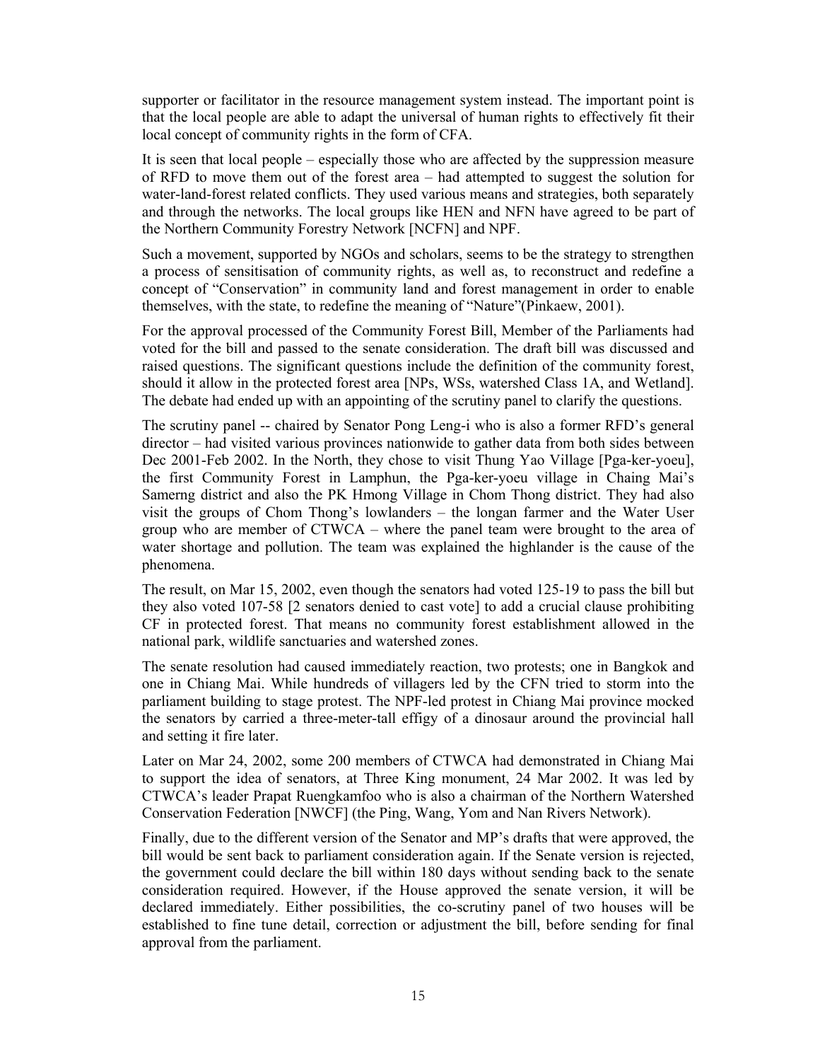supporter or facilitator in the resource management system instead. The important point is that the local people are able to adapt the universal of human rights to effectively fit their local concept of community rights in the form of CFA.

It is seen that local people – especially those who are affected by the suppression measure of RFD to move them out of the forest area – had attempted to suggest the solution for water-land-forest related conflicts. They used various means and strategies, both separately and through the networks. The local groups like HEN and NFN have agreed to be part of the Northern Community Forestry Network [NCFN] and NPF.

Such a movement, supported by NGOs and scholars, seems to be the strategy to strengthen a process of sensitisation of community rights, as well as, to reconstruct and redefine a concept of "Conservation" in community land and forest management in order to enable themselves, with the state, to redefine the meaning of "Nature"(Pinkaew, 2001).

For the approval processed of the Community Forest Bill, Member of the Parliaments had voted for the bill and passed to the senate consideration. The draft bill was discussed and raised questions. The significant questions include the definition of the community forest, should it allow in the protected forest area [NPs, WSs, watershed Class 1A, and Wetland]. The debate had ended up with an appointing of the scrutiny panel to clarify the questions.

The scrutiny panel -- chaired by Senator Pong Leng-i who is also a former RFD's general director – had visited various provinces nationwide to gather data from both sides between Dec 2001-Feb 2002. In the North, they chose to visit Thung Yao Village [Pga-ker-yoeu], the first Community Forest in Lamphun, the Pga-ker-yoeu village in Chaing Mai's Samerng district and also the PK Hmong Village in Chom Thong district. They had also visit the groups of Chom Thong's lowlanders – the longan farmer and the Water User group who are member of CTWCA – where the panel team were brought to the area of water shortage and pollution. The team was explained the highlander is the cause of the phenomena.

The result, on Mar 15, 2002, even though the senators had voted 125-19 to pass the bill but they also voted 107-58 [2 senators denied to cast vote] to add a crucial clause prohibiting CF in protected forest. That means no community forest establishment allowed in the national park, wildlife sanctuaries and watershed zones.

The senate resolution had caused immediately reaction, two protests; one in Bangkok and one in Chiang Mai. While hundreds of villagers led by the CFN tried to storm into the parliament building to stage protest. The NPF-led protest in Chiang Mai province mocked the senators by carried a three-meter-tall effigy of a dinosaur around the provincial hall and setting it fire later.

Later on Mar 24, 2002, some 200 members of CTWCA had demonstrated in Chiang Mai to support the idea of senators, at Three King monument, 24 Mar 2002. It was led by CTWCA's leader Prapat Ruengkamfoo who is also a chairman of the Northern Watershed Conservation Federation [NWCF] (the Ping, Wang, Yom and Nan Rivers Network).

Finally, due to the different version of the Senator and MP's drafts that were approved, the bill would be sent back to parliament consideration again. If the Senate version is rejected, the government could declare the bill within 180 days without sending back to the senate consideration required. However, if the House approved the senate version, it will be declared immediately. Either possibilities, the co-scrutiny panel of two houses will be established to fine tune detail, correction or adjustment the bill, before sending for final approval from the parliament.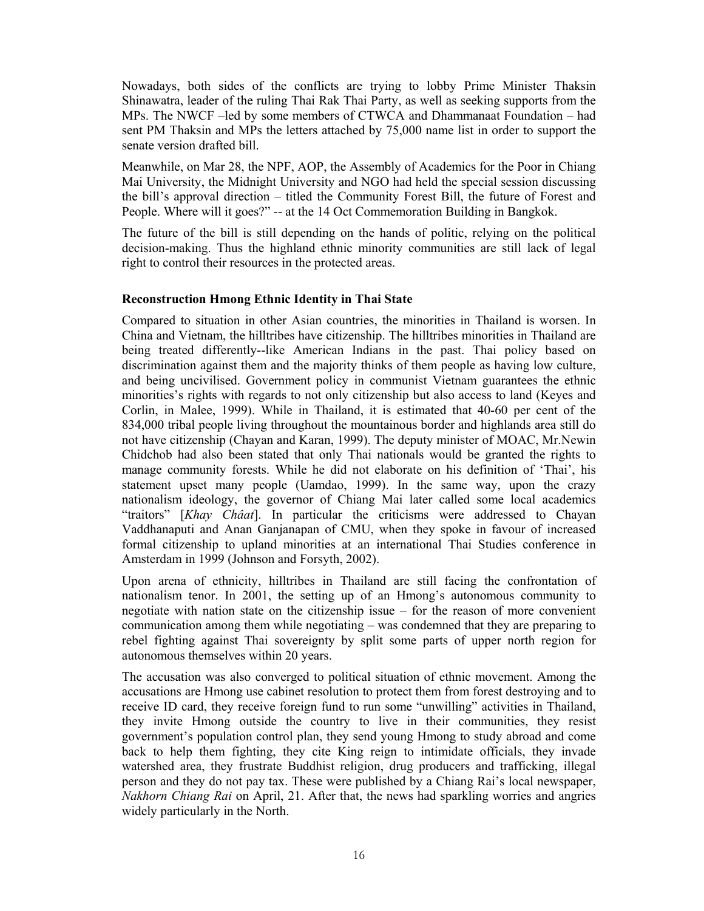Nowadays, both sides of the conflicts are trying to lobby Prime Minister Thaksin Shinawatra, leader of the ruling Thai Rak Thai Party, as well as seeking supports from the MPs. The NWCF –led by some members of CTWCA and Dhammanaat Foundation – had sent PM Thaksin and MPs the letters attached by 75,000 name list in order to support the senate version drafted bill.

Meanwhile, on Mar 28, the NPF, AOP, the Assembly of Academics for the Poor in Chiang Mai University, the Midnight University and NGO had held the special session discussing the bill's approval direction – titled the Community Forest Bill, the future of Forest and People. Where will it goes?" -- at the 14 Oct Commemoration Building in Bangkok.

The future of the bill is still depending on the hands of politic, relying on the political decision-making. Thus the highland ethnic minority communities are still lack of legal right to control their resources in the protected areas.

**Reconstruction Hmong Ethnic Identity in Thai State**

Compared to situation in other Asian countries, the minorities in Thailand is worsen. In China and Vietnam, the hilltribes have citizenship. The hilltribes minorities in Thailand are being treated differently--like American Indians in the past. Thai policy based on discrimination against them and the majority thinks of them people as having low culture, and being uncivilised. Government policy in communist Vietnam guarantees the ethnic minorities's rights with regards to not only citizenship but also access to land (Keyes and Corlin, in Malee, 1999). While in Thailand, it is estimated that 40-60 per cent of the 834,000 tribal people living throughout the mountainous border and highlands area still do not have citizenship (Chayan and Karan, 1999). The deputy minister of MOAC, Mr.Newin Chidchob had also been stated that only Thai nationals would be granted the rights to manage community forests. While he did not elaborate on his definition of 'Thai', his statement upset many people (Uamdao, 1999). In the same way, upon the crazy nationalism ideology, the governor of Chiang Mai later called some local academics "traitors" [*Khay Châat*]. In particular the criticisms were addressed to Chayan Vaddhanaputi and Anan Ganjanapan of CMU, when they spoke in favour of increased formal citizenship to upland minorities at an international Thai Studies conference in Amsterdam in 1999 (Johnson and Forsyth, 2002).

Upon arena of ethnicity, hilltribes in Thailand are still facing the confrontation of nationalism tenor. In 2001, the setting up of an Hmong's autonomous community to negotiate with nation state on the citizenship issue – for the reason of more convenient communication among them while negotiating – was condemned that they are preparing to rebel fighting against Thai sovereignty by split some parts of upper north region for autonomous themselves within 20 years.

The accusation was also converged to political situation of ethnic movement. Among the accusations are Hmong use cabinet resolution to protect them from forest destroying and to receive ID card, they receive foreign fund to run some "unwilling" activities in Thailand, they invite Hmong outside the country to live in their communities, they resist government's population control plan, they send young Hmong to study abroad and come back to help them fighting, they cite King reign to intimidate officials, they invade watershed area, they frustrate Buddhist religion, drug producers and trafficking, illegal person and they do not pay tax. These were published by a Chiang Rai's local newspaper, *Nakhorn Chiang Rai* on April, 21. After that, the news had sparkling worries and angries widely particularly in the North.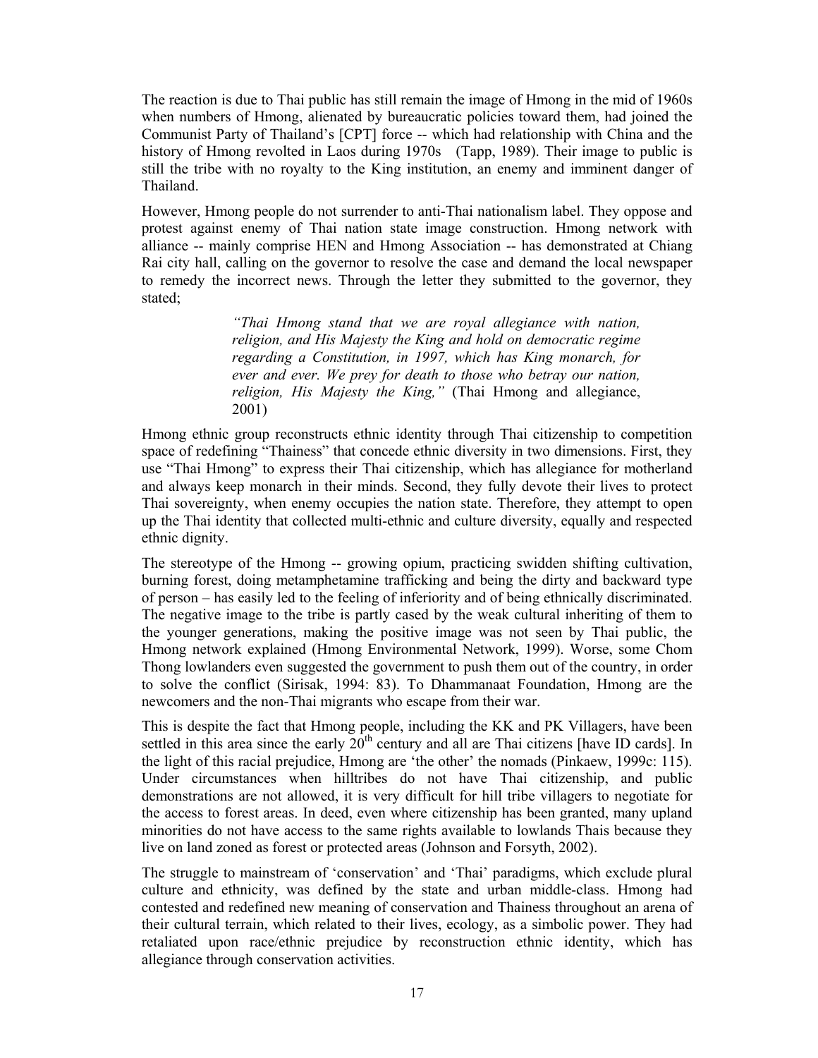The reaction is due to Thai public has still remain the image of Hmong in the mid of 1960s when numbers of Hmong, alienated by bureaucratic policies toward them, had joined the Communist Party of Thailand's [CPT] force -- which had relationship with China and the history of Hmong revolted in Laos during 1970s (Tapp, 1989). Their image to public is still the tribe with no royalty to the King institution, an enemy and imminent danger of Thailand.

However, Hmong people do not surrender to anti-Thai nationalism label. They oppose and protest against enemy of Thai nation state image construction. Hmong network with alliance -- mainly comprise HEN and Hmong Association -- has demonstrated at Chiang Rai city hall, calling on the governor to resolve the case and demand the local newspaper to remedy the incorrect news. Through the letter they submitted to the governor, they stated;

> *"Thai Hmong stand that we are royal allegiance with nation, religion, and His Majesty the King and hold on democratic regime regarding a Constitution, in 1997, which has King monarch, for ever and ever. We prey for death to those who betray our nation, religion, His Majesty the King,"* (Thai Hmong and allegiance, 2001)

Hmong ethnic group reconstructs ethnic identity through Thai citizenship to competition space of redefining "Thainess" that concede ethnic diversity in two dimensions. First, they use "Thai Hmong" to express their Thai citizenship, which has allegiance for motherland and always keep monarch in their minds. Second, they fully devote their lives to protect Thai sovereignty, when enemy occupies the nation state. Therefore, they attempt to open up the Thai identity that collected multi-ethnic and culture diversity, equally and respected ethnic dignity.

The stereotype of the Hmong -- growing opium, practicing swidden shifting cultivation, burning forest, doing metamphetamine trafficking and being the dirty and backward type of person – has easily led to the feeling of inferiority and of being ethnically discriminated. The negative image to the tribe is partly cased by the weak cultural inheriting of them to the younger generations, making the positive image was not seen by Thai public, the Hmong network explained (Hmong Environmental Network, 1999). Worse, some Chom Thong lowlanders even suggested the government to push them out of the country, in order to solve the conflict (Sirisak, 1994: 83). To Dhammanaat Foundation, Hmong are the newcomers and the non-Thai migrants who escape from their war.

This is despite the fact that Hmong people, including the KK and PK Villagers, have been settled in this area since the early 20th century and all are Thai citizens [have ID cards]. In the light of this racial prejudice, Hmong are 'the other' the nomads (Pinkaew, 1999c: 115). Under circumstances when hilltribes do not have Thai citizenship, and public demonstrations are not allowed, it is very difficult for hill tribe villagers to negotiate for the access to forest areas. In deed, even where citizenship has been granted, many upland minorities do not have access to the same rights available to lowlands Thais because they live on land zoned as forest or protected areas (Johnson and Forsyth, 2002).

The struggle to mainstream of 'conservation' and 'Thai' paradigms, which exclude plural culture and ethnicity, was defined by the state and urban middle-class. Hmong had contested and redefined new meaning of conservation and Thainess throughout an arena of their cultural terrain, which related to their lives, ecology, as a simbolic power. They had retaliated upon race/ethnic prejudice by reconstruction ethnic identity, which has allegiance through conservation activities.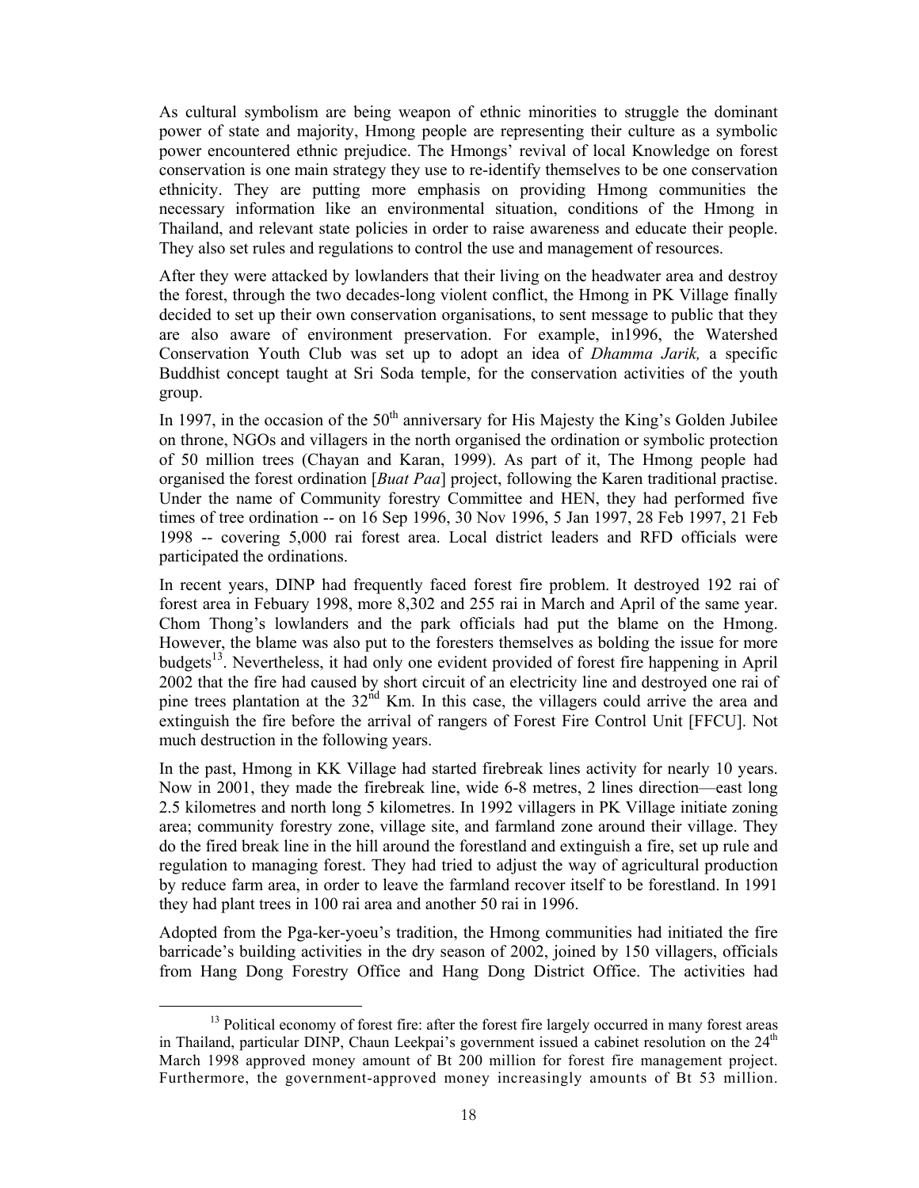As cultural symbolism are being weapon of ethnic minorities to struggle the dominant power of state and majority, Hmong people are representing their culture as a symbolic power encountered ethnic prejudice. The Hmongs' revival of local Knowledge on forest conservation is one main strategy they use to re-identify themselves to be one conservation ethnicity. They are putting more emphasis on providing Hmong communities the necessary information like an environmental situation, conditions of the Hmong in Thailand, and relevant state policies in order to raise awareness and educate their people. They also set rules and regulations to control the use and management of resources.

After they were attacked by lowlanders that their living on the headwater area and destroy the forest, through the two decades-long violent conflict, the Hmong in PK Village finally decided to set up their own conservation organisations, to sent message to public that they are also aware of environment preservation. For example, in1996, the Watershed Conservation Youth Club was set up to adopt an idea of *Dhamma Jarik,* a specific Buddhist concept taught at Sri Soda temple, for the conservation activities of the youth group.

In 1997, in the occasion of the 50th anniversary for His Majesty the King's Golden Jubilee on throne, NGOs and villagers in the north organised the ordination or symbolic protection of 50 million trees (Chayan and Karan, 1999). As part of it, The Hmong people had organised the forest ordination [*Buat Paa*] project, following the Karen traditional practise. Under the name of Community forestry Committee and HEN, they had performed five times of tree ordination -- on 16 Sep 1996, 30 Nov 1996, 5 Jan 1997, 28 Feb 1997, 21 Feb 1998 -- covering 5,000 rai forest area. Local district leaders and RFD officials were participated the ordinations.

In recent years, DINP had frequently faced forest fire problem. It destroyed 192 rai of forest area in Febuary 1998, more 8,302 and 255 rai in March and April of the same year. Chom Thong's lowlanders and the park officials had put the blame on the Hmong. However, the blame was also put to the foresters themselves as bolding the issue for more budgets[13]. Nevertheless, it had only one evident provided of forest fire happening in April 2002 that the fire had caused by short circuit of an electricity line and destroyed one rai of pine trees plantation at the 32nd Km. In this case, the villagers could arrive the area and extinguish the fire before the arrival of rangers of Forest Fire Control Unit [FFCU]. Not much destruction in the following years.

In the past, Hmong in KK Village had started firebreak lines activity for nearly 10 years. Now in 2001, they made the firebreak line, wide 6-8 metres, 2 lines direction—east long 2.5 kilometres and north long 5 kilometres. In 1992 villagers in PK Village initiate zoning area; community forestry zone, village site, and farmland zone around their village. They do the fired break line in the hill around the forestland and extinguish a fire, set up rule and regulation to managing forest. They had tried to adjust the way of agricultural production by reduce farm area, in order to leave the farmland recover itself to be forestland. In 1991 they had plant trees in 100 rai area and another 50 rai in 1996.

Adopted from the Pga-ker-yoeu's tradition, the Hmong communities had initiated the fire barricade's building activities in the dry season of 2002, joined by 150 villagers, officials from Hang Dong Forestry Office and Hang Dong District Office. The activities had

[13] Political economy of forest fire: after the forest fire largely occurred in many forest areas in Thailand, particular DINP, Chaun Leekpai's government issued a cabinet resolution on the 24th March 1998 approved money amount of Bt 200 million for forest fire management project. Furthermore, the government-approved money increasingly amounts of Bt 53 million.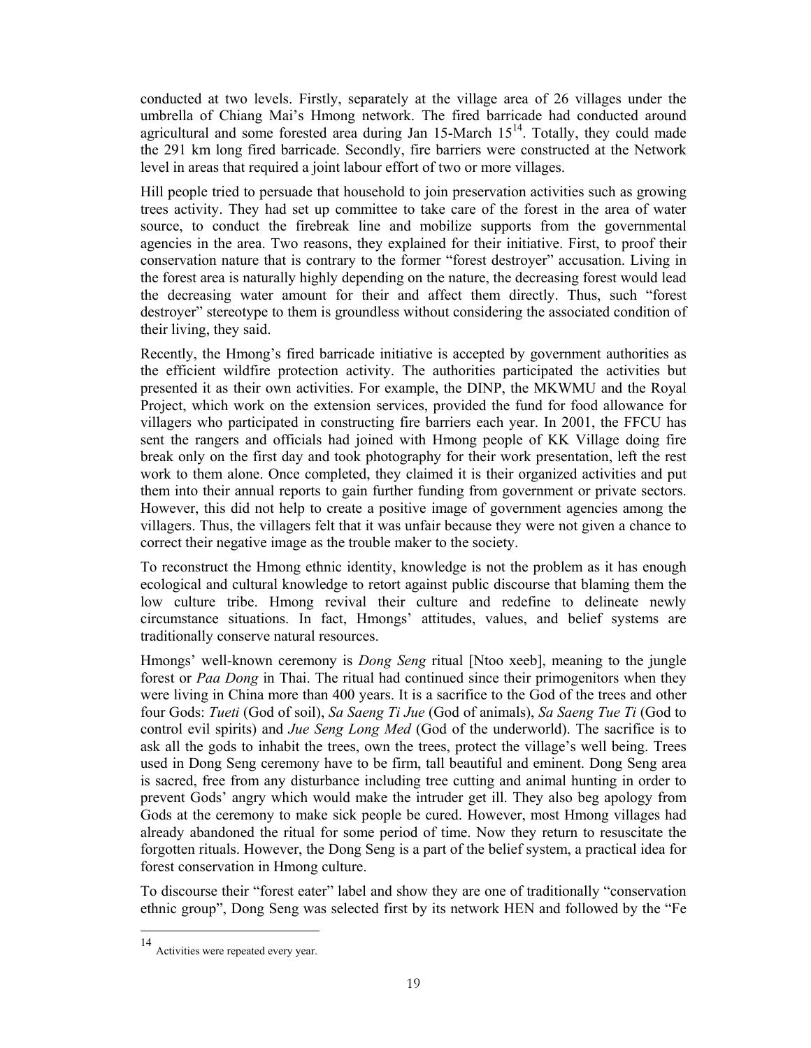conducted at two levels. Firstly, separately at the village area of 26 villages under the umbrella of Chiang Mai's Hmong network. The fired barricade had conducted around agricultural and some forested area during Jan 15-March 15[14]. Totally, they could made the 291 km long fired barricade. Secondly, fire barriers were constructed at the Network level in areas that required a joint labour effort of two or more villages.

Hill people tried to persuade that household to join preservation activities such as growing trees activity. They had set up committee to take care of the forest in the area of water source, to conduct the firebreak line and mobilize supports from the governmental agencies in the area. Two reasons, they explained for their initiative. First, to proof their conservation nature that is contrary to the former "forest destroyer" accusation. Living in the forest area is naturally highly depending on the nature, the decreasing forest would lead the decreasing water amount for their and affect them directly. Thus, such "forest destroyer" stereotype to them is groundless without considering the associated condition of their living, they said.

Recently, the Hmong's fired barricade initiative is accepted by government authorities as the efficient wildfire protection activity. The authorities participated the activities but presented it as their own activities. For example, the DINP, the MKWMU and the Royal Project, which work on the extension services, provided the fund for food allowance for villagers who participated in constructing fire barriers each year. In 2001, the FFCU has sent the rangers and officials had joined with Hmong people of KK Village doing fire break only on the first day and took photography for their work presentation, left the rest work to them alone. Once completed, they claimed it is their organized activities and put them into their annual reports to gain further funding from government or private sectors. However, this did not help to create a positive image of government agencies among the villagers. Thus, the villagers felt that it was unfair because they were not given a chance to correct their negative image as the trouble maker to the society.

To reconstruct the Hmong ethnic identity, knowledge is not the problem as it has enough ecological and cultural knowledge to retort against public discourse that blaming them the low culture tribe. Hmong revival their culture and redefine to delineate newly circumstance situations. In fact, Hmongs' attitudes, values, and belief systems are traditionally conserve natural resources.

Hmongs' well-known ceremony is *Dong Seng* ritual [Ntoo xeeb], meaning to the jungle forest or *Paa Dong* in Thai. The ritual had continued since their primogenitors when they were living in China more than 400 years. It is a sacrifice to the God of the trees and other four Gods: *Tueti* (God of soil), *Sa Saeng Ti Jue* (God of animals), *Sa Saeng Tue Ti* (God to control evil spirits) and *Jue Seng Long Med* (God of the underworld). The sacrifice is to ask all the gods to inhabit the trees, own the trees, protect the village's well being. Trees used in Dong Seng ceremony have to be firm, tall beautiful and eminent. Dong Seng area is sacred, free from any disturbance including tree cutting and animal hunting in order to prevent Gods' angry which would make the intruder get ill. They also beg apology from Gods at the ceremony to make sick people be cured. However, most Hmong villages had already abandoned the ritual for some period of time. Now they return to resuscitate the forgotten rituals. However, the Dong Seng is a part of the belief system, a practical idea for forest conservation in Hmong culture.

To discourse their "forest eater" label and show they are one of traditionally "conservation ethnic group", Dong Seng was selected first by its network HEN and followed by the "Fe

---

[14] Activities were repeated every year.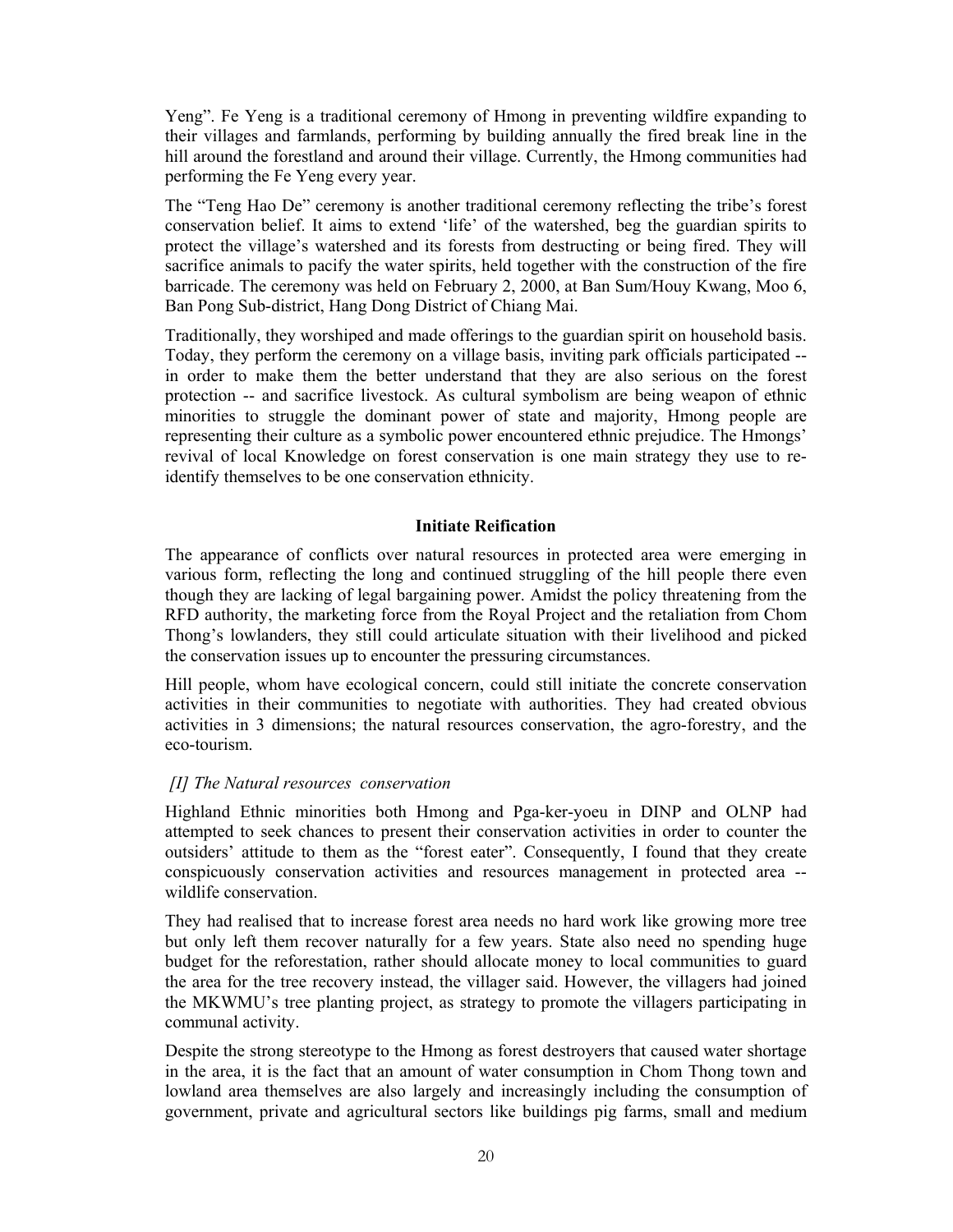Yeng". Fe Yeng is a traditional ceremony of Hmong in preventing wildfire expanding to their villages and farmlands, performing by building annually the fired break line in the hill around the forestland and around their village. Currently, the Hmong communities had performing the Fe Yeng every year.

The "Teng Hao De" ceremony is another traditional ceremony reflecting the tribe's forest conservation belief. It aims to extend 'life' of the watershed, beg the guardian spirits to protect the village's watershed and its forests from destructing or being fired. They will sacrifice animals to pacify the water spirits, held together with the construction of the fire barricade. The ceremony was held on February 2, 2000, at Ban Sum/Houy Kwang, Moo 6, Ban Pong Sub-district, Hang Dong District of Chiang Mai.

Traditionally, they worshiped and made offerings to the guardian spirit on household basis. Today, they perform the ceremony on a village basis, inviting park officials participated -- in order to make them the better understand that they are also serious on the forest protection -- and sacrifice livestock. As cultural symbolism are being weapon of ethnic minorities to struggle the dominant power of state and majority, Hmong people are representing their culture as a symbolic power encountered ethnic prejudice. The Hmongs' revival of local Knowledge on forest conservation is one main strategy they use to re-identify themselves to be one conservation ethnicity.

**Initiate Reification**

The appearance of conflicts over natural resources in protected area were emerging in various form, reflecting the long and continued struggling of the hill people there even though they are lacking of legal bargaining power. Amidst the policy threatening from the RFD authority, the marketing force from the Royal Project and the retaliation from Chom Thong's lowlanders, they still could articulate situation with their livelihood and picked the conservation issues up to encounter the pressuring circumstances.

Hill people, whom have ecological concern, could still initiate the concrete conservation activities in their communities to negotiate with authorities. They had created obvious activities in 3 dimensions; the natural resources conservation, the agro-forestry, and the eco-tourism.

*[I] The Natural resources conservation*

Highland Ethnic minorities both Hmong and Pga-ker-yoeu in DINP and OLNP had attempted to seek chances to present their conservation activities in order to counter the outsiders' attitude to them as the "forest eater". Consequently, I found that they create conspicuously conservation activities and resources management in protected area -- wildlife conservation.

They had realised that to increase forest area needs no hard work like growing more tree but only left them recover naturally for a few years. State also need no spending huge budget for the reforestation, rather should allocate money to local communities to guard the area for the tree recovery instead, the villager said. However, the villagers had joined the MKWMU's tree planting project, as strategy to promote the villagers participating in communal activity.

Despite the strong stereotype to the Hmong as forest destroyers that caused water shortage in the area, it is the fact that an amount of water consumption in Chom Thong town and lowland area themselves are also largely and increasingly including the consumption of government, private and agricultural sectors like buildings pig farms, small and medium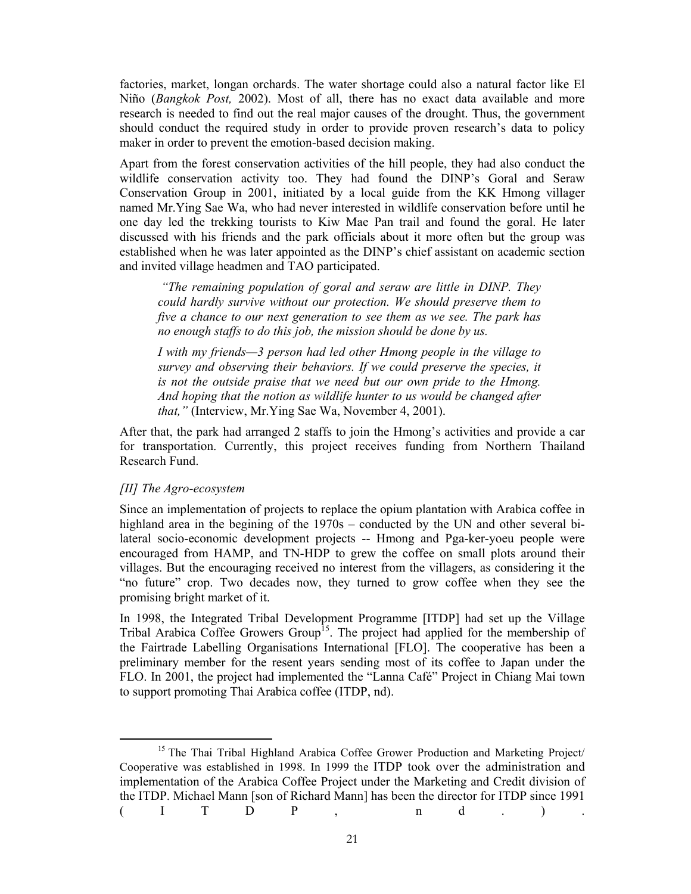factories, market, longan orchards. The water shortage could also a natural factor like El Niño (*Bangkok Post,* 2002). Most of all, there has no exact data available and more research is needed to find out the real major causes of the drought. Thus, the government should conduct the required study in order to provide proven research's data to policy maker in order to prevent the emotion-based decision making.

Apart from the forest conservation activities of the hill people, they had also conduct the wildlife conservation activity too. They had found the DINP's Goral and Seraw Conservation Group in 2001, initiated by a local guide from the KK Hmong villager named Mr.Ying Sae Wa, who had never interested in wildlife conservation before until he one day led the trekking tourists to Kiw Mae Pan trail and found the goral. He later discussed with his friends and the park officials about it more often but the group was established when he was later appointed as the DINP's chief assistant on academic section and invited village headmen and TAO participated.

> *"The remaining population of goral and seraw are little in DINP. They could hardly survive without our protection. We should preserve them to five a chance to our next generation to see them as we see. The park has no enough staffs to do this job, the mission should be done by us.*
>
> *I with my friends—3 person had led other Hmong people in the village to survey and observing their behaviors. If we could preserve the species, it is not the outside praise that we need but our own pride to the Hmong. And hoping that the notion as wildlife hunter to us would be changed after that,"* (Interview, Mr.Ying Sae Wa, November 4, 2001).

After that, the park had arranged 2 staffs to join the Hmong's activities and provide a car for transportation. Currently, this project receives funding from Northern Thailand Research Fund.

*[II] The Agro-ecosystem*

Since an implementation of projects to replace the opium plantation with Arabica coffee in highland area in the begining of the 1970s – conducted by the UN and other several bi-lateral socio-economic development projects -- Hmong and Pga-ker-yoeu people were encouraged from HAMP, and TN-HDP to grew the coffee on small plots around their villages. But the encouraging received no interest from the villagers, as considering it the "no future" crop. Two decades now, they turned to grow coffee when they see the promising bright market of it.

In 1998, the Integrated Tribal Development Programme [ITDP] had set up the Village Tribal Arabica Coffee Growers Group[15]. The project had applied for the membership of the Fairtrade Labelling Organisations International [FLO]. The cooperative has been a preliminary member for the resent years sending most of its coffee to Japan under the FLO. In 2001, the project had implemented the "Lanna Café" Project in Chiang Mai town to support promoting Thai Arabica coffee (ITDP, nd).

---

[15] The Thai Tribal Highland Arabica Coffee Grower Production and Marketing Project/ Cooperative was established in 1998. In 1999 the ITDP took over the administration and implementation of the Arabica Coffee Project under the Marketing and Credit division of the ITDP. Michael Mann [son of Richard Mann] has been the director for ITDP since 1991 (ITDP, nd.).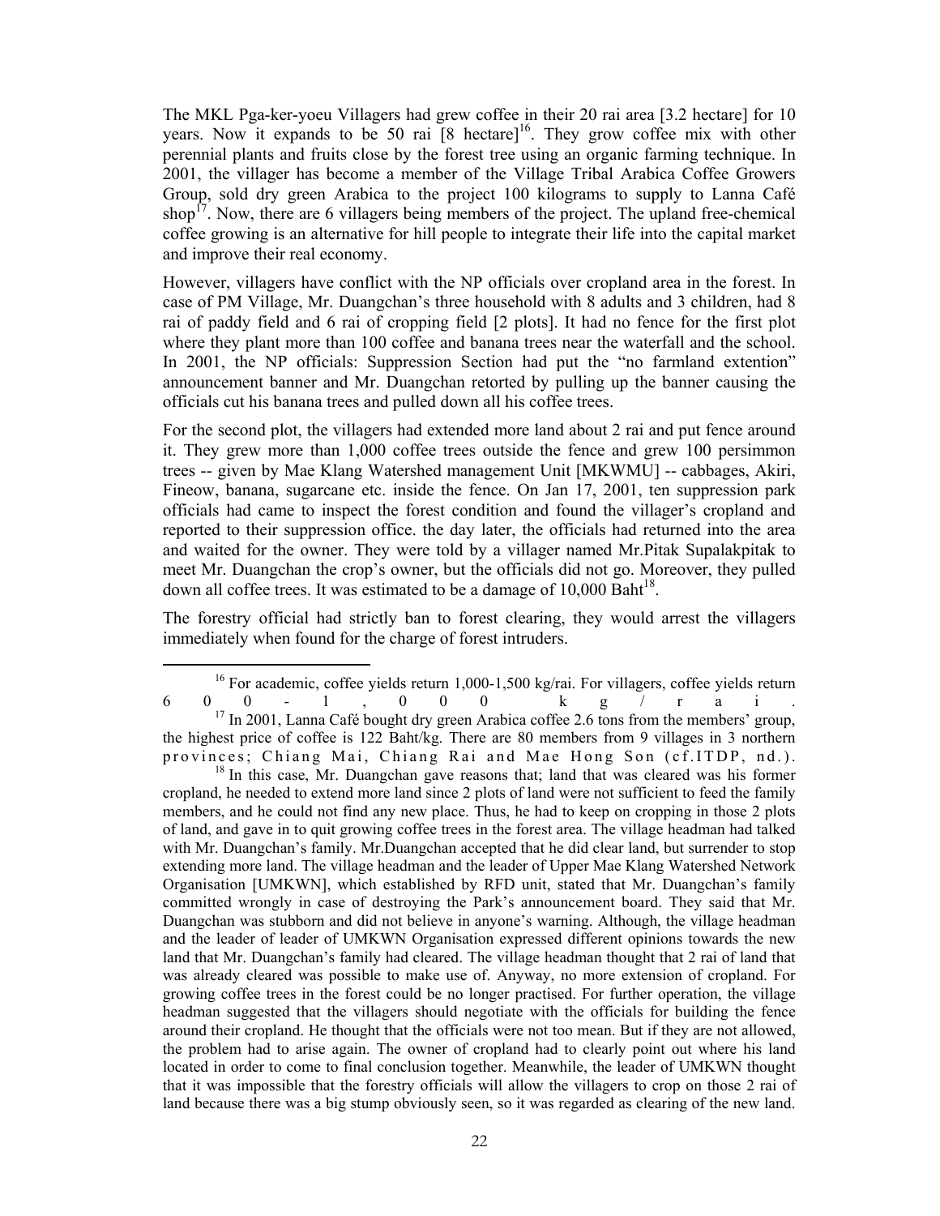The MKL Pga-ker-yoeu Villagers had grew coffee in their 20 rai area [3.2 hectare] for 10 years. Now it expands to be 50 rai [8 hectare][16]. They grow coffee mix with other perennial plants and fruits close by the forest tree using an organic farming technique. In 2001, the villager has become a member of the Village Tribal Arabica Coffee Growers Group, sold dry green Arabica to the project 100 kilograms to supply to Lanna Café shop[17]. Now, there are 6 villagers being members of the project. The upland free-chemical coffee growing is an alternative for hill people to integrate their life into the capital market and improve their real economy.

However, villagers have conflict with the NP officials over cropland area in the forest. In case of PM Village, Mr. Duangchan's three household with 8 adults and 3 children, had 8 rai of paddy field and 6 rai of cropping field [2 plots]. It had no fence for the first plot where they plant more than 100 coffee and banana trees near the waterfall and the school. In 2001, the NP officials: Suppression Section had put the "no farmland extention" announcement banner and Mr. Duangchan retorted by pulling up the banner causing the officials cut his banana trees and pulled down all his coffee trees.

For the second plot, the villagers had extended more land about 2 rai and put fence around it. They grew more than 1,000 coffee trees outside the fence and grew 100 persimmon trees -- given by Mae Klang Watershed management Unit [MKWMU] -- cabbages, Akiri, Fineow, banana, sugarcane etc. inside the fence. On Jan 17, 2001, ten suppression park officials had came to inspect the forest condition and found the villager's cropland and reported to their suppression office. the day later, the officials had returned into the area and waited for the owner. They were told by a villager named Mr.Pitak Supalakpitak to meet Mr. Duangchan the crop's owner, but the officials did not go. Moreover, they pulled down all coffee trees. It was estimated to be a damage of 10,000 Baht[18].

The forestry official had strictly ban to forest clearing, they would arrest the villagers immediately when found for the charge of forest intruders.

---

[16] For academic, coffee yields return 1,000-1,500 kg/rai. For villagers, coffee yields return 600-1,000 kg/rai.

[17] In 2001, Lanna Café bought dry green Arabica coffee 2.6 tons from the members' group, the highest price of coffee is 122 Baht/kg. There are 80 members from 9 villages in 3 northern provinces; Chiang Mai, Chiang Rai and Mae Hong Son (cf.ITDP, nd.).

[18] In this case, Mr. Duangchan gave reasons that; land that was cleared was his former cropland, he needed to extend more land since 2 plots of land were not sufficient to feed the family members, and he could not find any new place. Thus, he had to keep on cropping in those 2 plots of land, and gave in to quit growing coffee trees in the forest area. The village headman had talked with Mr. Duangchan's family. Mr.Duangchan accepted that he did clear land, but surrender to stop extending more land. The village headman and the leader of Upper Mae Klang Watershed Network Organisation [UMKWN], which established by RFD unit, stated that Mr. Duangchan's family committed wrongly in case of destroying the Park's announcement board. They said that Mr. Duangchan was stubborn and did not believe in anyone's warning. Although, the village headman and the leader of leader of UMKWN Organisation expressed different opinions towards the new land that Mr. Duangchan's family had cleared. The village headman thought that 2 rai of land that was already cleared was possible to make use of. Anyway, no more extension of cropland. For growing coffee trees in the forest could be no longer practised. For further operation, the village headman suggested that the villagers should negotiate with the officials for building the fence around their cropland. He thought that the officials were not too mean. But if they are not allowed, the problem had to arise again. The owner of cropland had to clearly point out where his land located in order to come to final conclusion together. Meanwhile, the leader of UMKWN thought that it was impossible that the forestry officials will allow the villagers to crop on those 2 rai of land because there was a big stump obviously seen, so it was regarded as clearing of the new land.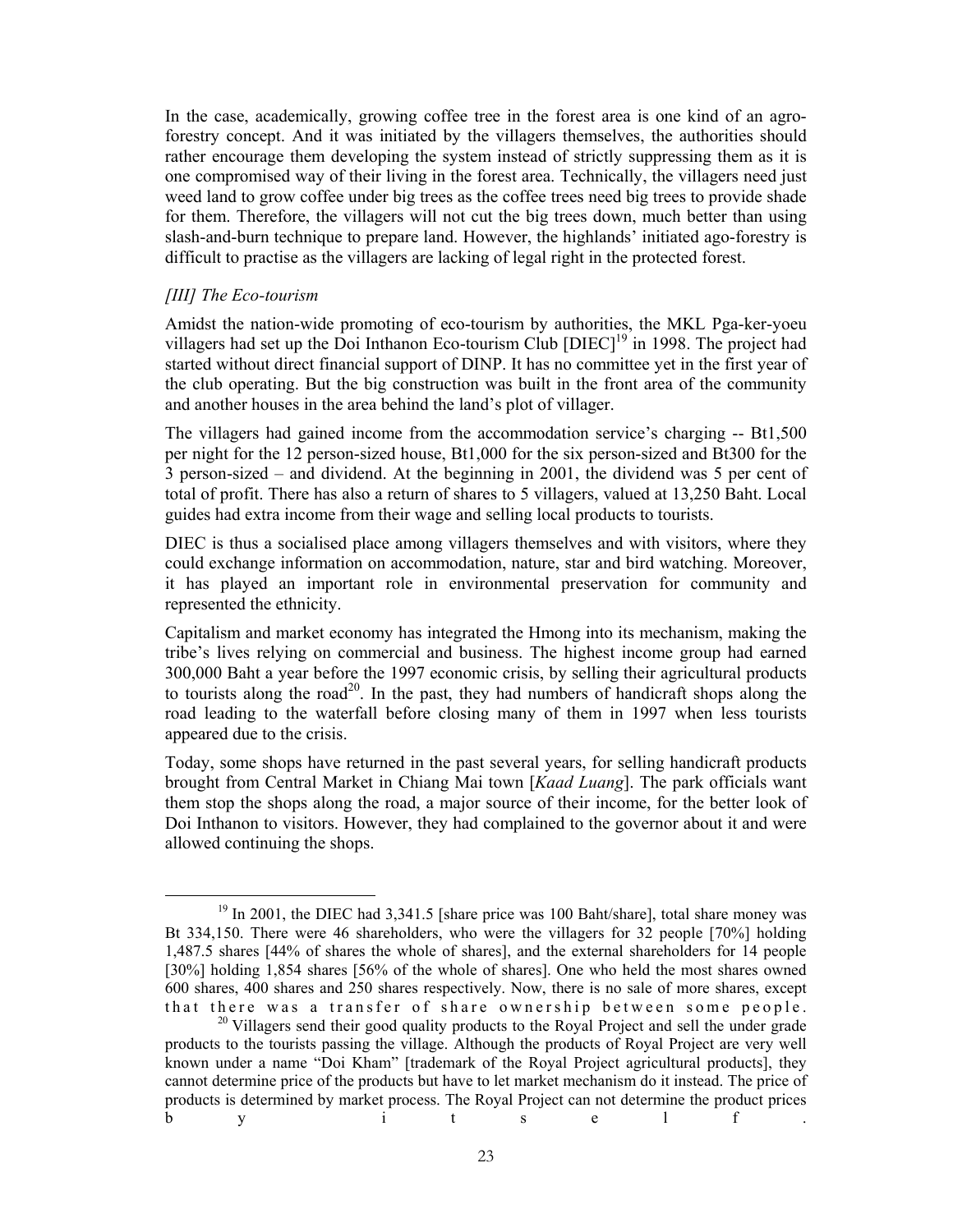In the case, academically, growing coffee tree in the forest area is one kind of an agro-forestry concept. And it was initiated by the villagers themselves, the authorities should rather encourage them developing the system instead of strictly suppressing them as it is one compromised way of their living in the forest area. Technically, the villagers need just weed land to grow coffee under big trees as the coffee trees need big trees to provide shade for them. Therefore, the villagers will not cut the big trees down, much better than using slash-and-burn technique to prepare land. However, the highlands' initiated ago-forestry is difficult to practise as the villagers are lacking of legal right in the protected forest.

*[III] The Eco-tourism*

Amidst the nation-wide promoting of eco-tourism by authorities, the MKL Pga-ker-yoeu villagers had set up the Doi Inthanon Eco-tourism Club [DIEC][19] in 1998. The project had started without direct financial support of DINP. It has no committee yet in the first year of the club operating. But the big construction was built in the front area of the community and another houses in the area behind the land's plot of villager.

The villagers had gained income from the accommodation service's charging -- Bt1,500 per night for the 12 person-sized house, Bt1,000 for the six person-sized and Bt300 for the 3 person-sized – and dividend. At the beginning in 2001, the dividend was 5 per cent of total of profit. There has also a return of shares to 5 villagers, valued at 13,250 Baht. Local guides had extra income from their wage and selling local products to tourists.

DIEC is thus a socialised place among villagers themselves and with visitors, where they could exchange information on accommodation, nature, star and bird watching. Moreover, it has played an important role in environmental preservation for community and represented the ethnicity.

Capitalism and market economy has integrated the Hmong into its mechanism, making the tribe's lives relying on commercial and business. The highest income group had earned 300,000 Baht a year before the 1997 economic crisis, by selling their agricultural products to tourists along the road[20]. In the past, they had numbers of handicraft shops along the road leading to the waterfall before closing many of them in 1997 when less tourists appeared due to the crisis.

Today, some shops have returned in the past several years, for selling handicraft products brought from Central Market in Chiang Mai town [*Kaad Luang*]. The park officials want them stop the shops along the road, a major source of their income, for the better look of Doi Inthanon to visitors. However, they had complained to the governor about it and were allowed continuing the shops.

---

[19] In 2001, the DIEC had 3,341.5 [share price was 100 Baht/share], total share money was Bt 334,150. There were 46 shareholders, who were the villagers for 32 people [70%] holding 1,487.5 shares [44% of shares the whole of shares], and the external shareholders for 14 people [30%] holding 1,854 shares [56% of the whole of shares]. One who held the most shares owned 600 shares, 400 shares and 250 shares respectively. Now, there is no sale of more shares, except that there was a transfer of share ownership between some people.

[20] Villagers send their good quality products to the Royal Project and sell the under grade products to the tourists passing the village. Although the products of Royal Project are very well known under a name "Doi Kham" [trademark of the Royal Project agricultural products], they cannot determine price of the products but have to let market mechanism do it instead. The price of products is determined by market process. The Royal Project can not determine the product prices by itself.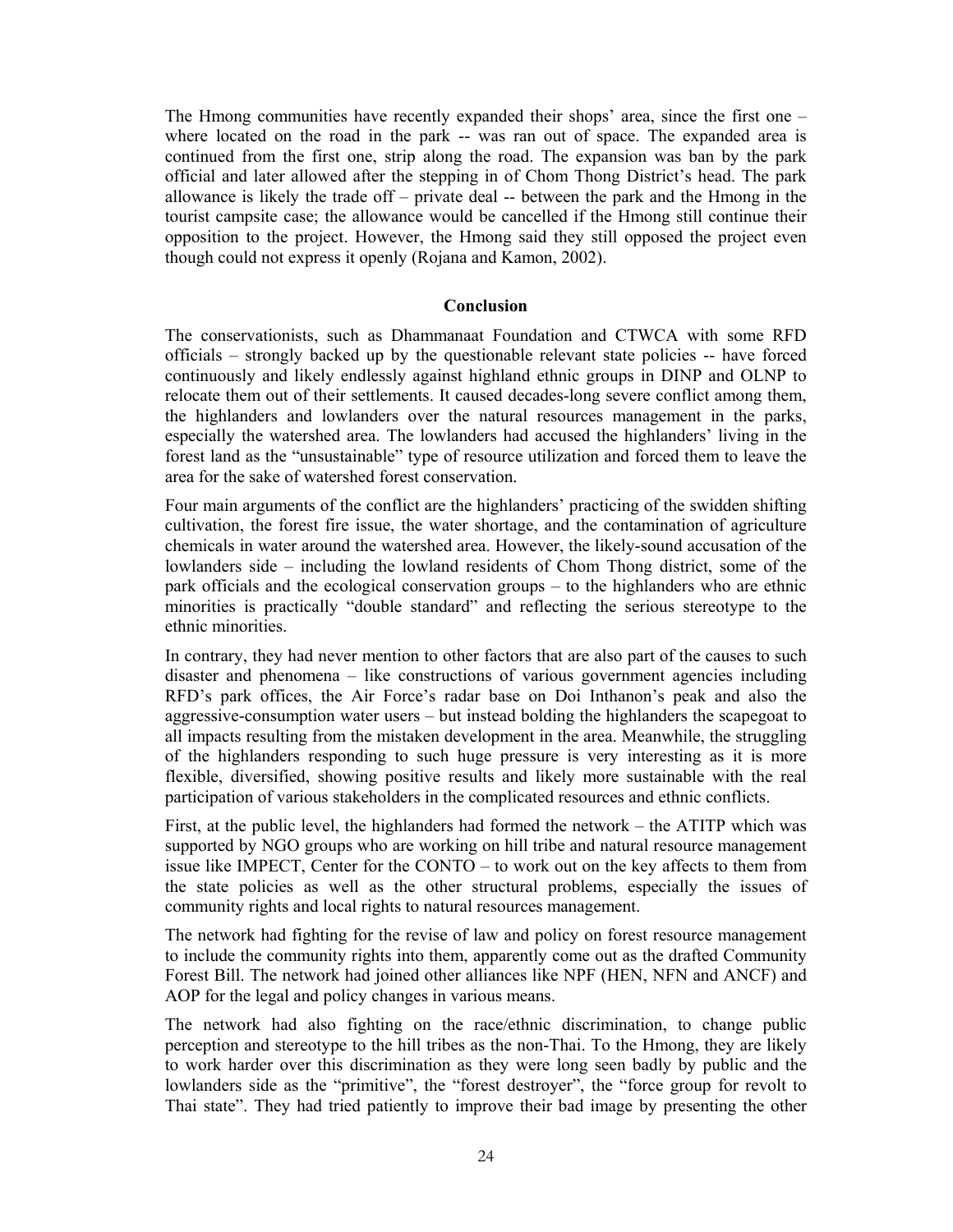The Hmong communities have recently expanded their shops' area, since the first one – where located on the road in the park -- was ran out of space. The expanded area is continued from the first one, strip along the road. The expansion was ban by the park official and later allowed after the stepping in of Chom Thong District's head. The park allowance is likely the trade off – private deal -- between the park and the Hmong in the tourist campsite case; the allowance would be cancelled if the Hmong still continue their opposition to the project. However, the Hmong said they still opposed the project even though could not express it openly (Rojana and Kamon, 2002).

## Conclusion

The conservationists, such as Dhammanaat Foundation and CTWCA with some RFD officials – strongly backed up by the questionable relevant state policies -- have forced continuously and likely endlessly against highland ethnic groups in DINP and OLNP to relocate them out of their settlements. It caused decades-long severe conflict among them, the highlanders and lowlanders over the natural resources management in the parks, especially the watershed area. The lowlanders had accused the highlanders' living in the forest land as the "unsustainable" type of resource utilization and forced them to leave the area for the sake of watershed forest conservation.

Four main arguments of the conflict are the highlanders' practicing of the swidden shifting cultivation, the forest fire issue, the water shortage, and the contamination of agriculture chemicals in water around the watershed area. However, the likely-sound accusation of the lowlanders side – including the lowland residents of Chom Thong district, some of the park officials and the ecological conservation groups – to the highlanders who are ethnic minorities is practically "double standard" and reflecting the serious stereotype to the ethnic minorities.

In contrary, they had never mention to other factors that are also part of the causes to such disaster and phenomena – like constructions of various government agencies including RFD's park offices, the Air Force's radar base on Doi Inthanon's peak and also the aggressive-consumption water users – but instead bolding the highlanders the scapegoat to all impacts resulting from the mistaken development in the area. Meanwhile, the struggling of the highlanders responding to such huge pressure is very interesting as it is more flexible, diversified, showing positive results and likely more sustainable with the real participation of various stakeholders in the complicated resources and ethnic conflicts.

First, at the public level, the highlanders had formed the network – the ATITP which was supported by NGO groups who are working on hill tribe and natural resource management issue like IMPECT, Center for the CONTO – to work out on the key affects to them from the state policies as well as the other structural problems, especially the issues of community rights and local rights to natural resources management.

The network had fighting for the revise of law and policy on forest resource management to include the community rights into them, apparently come out as the drafted Community Forest Bill. The network had joined other alliances like NPF (HEN, NFN and ANCF) and AOP for the legal and policy changes in various means.

The network had also fighting on the race/ethnic discrimination, to change public perception and stereotype to the hill tribes as the non-Thai. To the Hmong, they are likely to work harder over this discrimination as they were long seen badly by public and the lowlanders side as the "primitive", the "forest destroyer", the "force group for revolt to Thai state". They had tried patiently to improve their bad image by presenting the other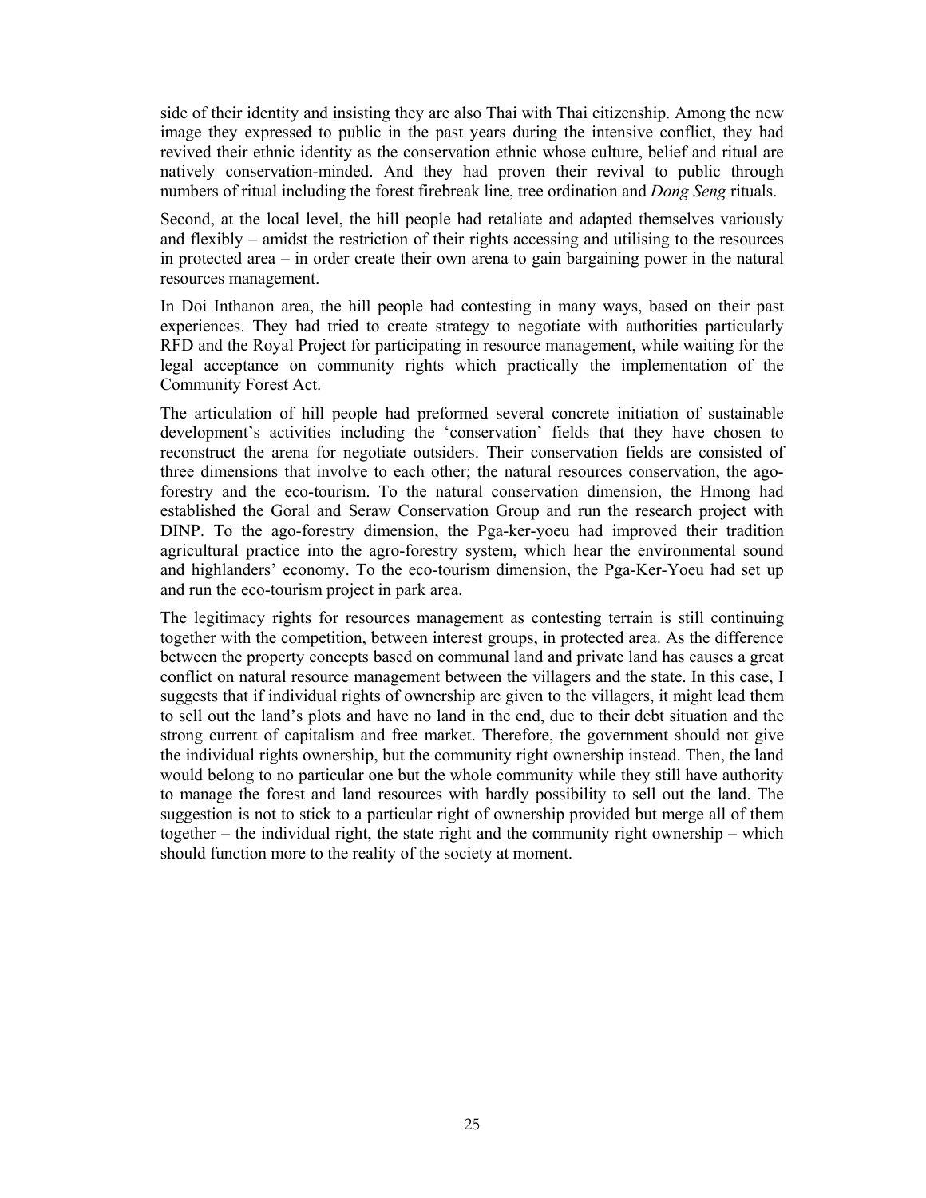side of their identity and insisting they are also Thai with Thai citizenship. Among the new image they expressed to public in the past years during the intensive conflict, they had revived their ethnic identity as the conservation ethnic whose culture, belief and ritual are natively conservation-minded. And they had proven their revival to public through numbers of ritual including the forest firebreak line, tree ordination and *Dong Seng* rituals.

Second, at the local level, the hill people had retaliate and adapted themselves variously and flexibly – amidst the restriction of their rights accessing and utilising to the resources in protected area – in order create their own arena to gain bargaining power in the natural resources management.

In Doi Inthanon area, the hill people had contesting in many ways, based on their past experiences. They had tried to create strategy to negotiate with authorities particularly RFD and the Royal Project for participating in resource management, while waiting for the legal acceptance on community rights which practically the implementation of the Community Forest Act.

The articulation of hill people had preformed several concrete initiation of sustainable development's activities including the 'conservation' fields that they have chosen to reconstruct the arena for negotiate outsiders. Their conservation fields are consisted of three dimensions that involve to each other; the natural resources conservation, the ago-forestry and the eco-tourism. To the natural conservation dimension, the Hmong had established the Goral and Seraw Conservation Group and run the research project with DINP. To the ago-forestry dimension, the Pga-ker-yoeu had improved their tradition agricultural practice into the agro-forestry system, which hear the environmental sound and highlanders' economy. To the eco-tourism dimension, the Pga-Ker-Yoeu had set up and run the eco-tourism project in park area.

The legitimacy rights for resources management as contesting terrain is still continuing together with the competition, between interest groups, in protected area. As the difference between the property concepts based on communal land and private land has causes a great conflict on natural resource management between the villagers and the state. In this case, I suggests that if individual rights of ownership are given to the villagers, it might lead them to sell out the land's plots and have no land in the end, due to their debt situation and the strong current of capitalism and free market. Therefore, the government should not give the individual rights ownership, but the community right ownership instead. Then, the land would belong to no particular one but the whole community while they still have authority to manage the forest and land resources with hardly possibility to sell out the land. The suggestion is not to stick to a particular right of ownership provided but merge all of them together – the individual right, the state right and the community right ownership – which should function more to the reality of the society at moment.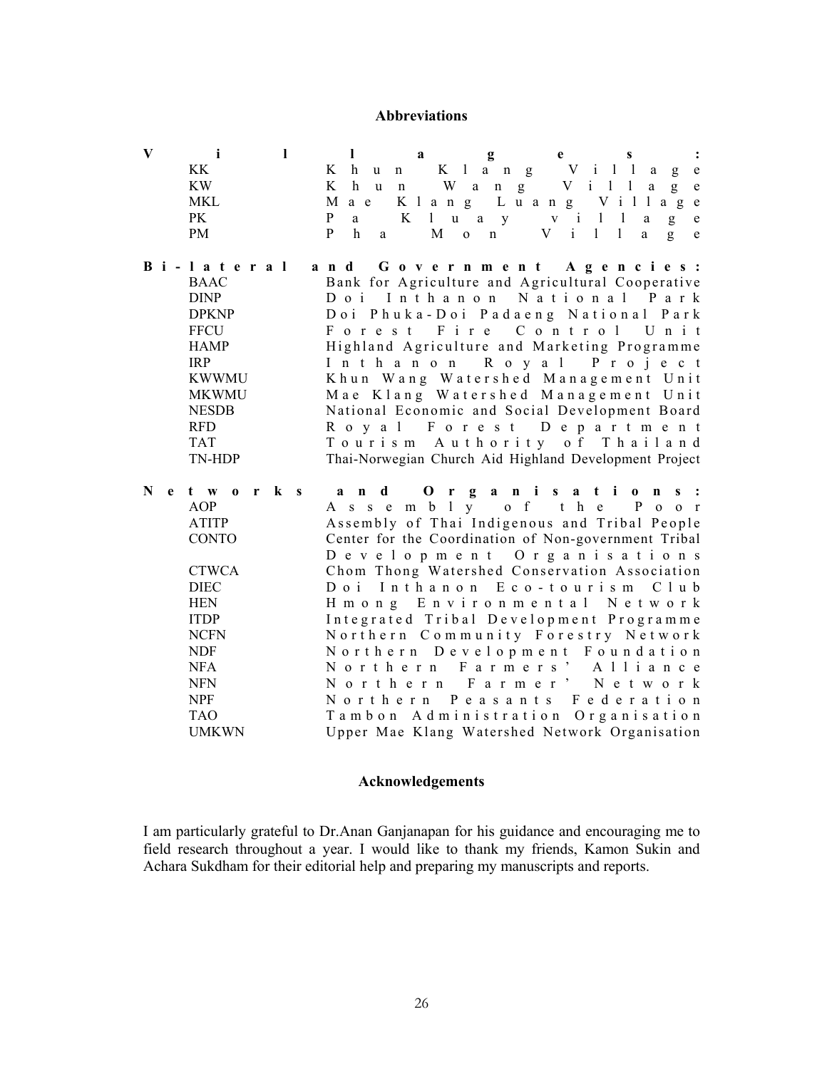## Abbreviations

**Villages:**

| | |
|---|---|
| KK | Khun Klang Village |
| KW | Khun Wang Village |
| MKL | Mae Klang Luang Village |
| PK | Pa Kluay village |
| PM | Pha Mon Village |

**Bi-lateral and Government Agencies:**

| | |
|---|---|
| BAAC | Bank for Agriculture and Agricultural Cooperative |
| DINP | Doi Inthanon National Park |
| DPKNP | Doi Phuka-Doi Padaeng National Park |
| FFCU | Forest Fire Control Unit |
| HAMP | Highland Agriculture and Marketing Programme |
| IRP | Inthanon Royal Project |
| KWWMU | Khun Wang Watershed Management Unit |
| MKWMU | Mae Klang Watershed Management Unit |
| NESDB | National Economic and Social Development Board |
| RFD | Royal Forest Department |
| TAT | Tourism Authority of Thailand |
| TN-HDP | Thai-Norwegian Church Aid Highland Development Project |

**Networks and Organisations:**

| | |
|---|---|
| AOP | Assembly of the Poor |
| ATITP | Assembly of Thai Indigenous and Tribal People |
| CONTO | Center for the Coordination of Non-government Tribal Development Organisations |
| CTWCA | Chom Thong Watershed Conservation Association |
| DIEC | Doi Inthanon Eco-tourism Club |
| HEN | Hmong Environmental Network |
| ITDP | Integrated Tribal Development Programme |
| NCFN | Northern Community Forestry Network |
| NDF | Northern Development Foundation |
| NFA | Northern Farmers' Alliance |
| NFN | Northern Farmer' Network |
| NPF | Northern Peasants Federation |
| TAO | Tambon Administration Organisation |
| UMKWN | Upper Mae Klang Watershed Network Organisation |

## Acknowledgements

I am particularly grateful to Dr.Anan Ganjanapan for his guidance and encouraging me to field research throughout a year. I would like to thank my friends, Kamon Sukin and Achara Sukdham for their editorial help and preparing my manuscripts and reports.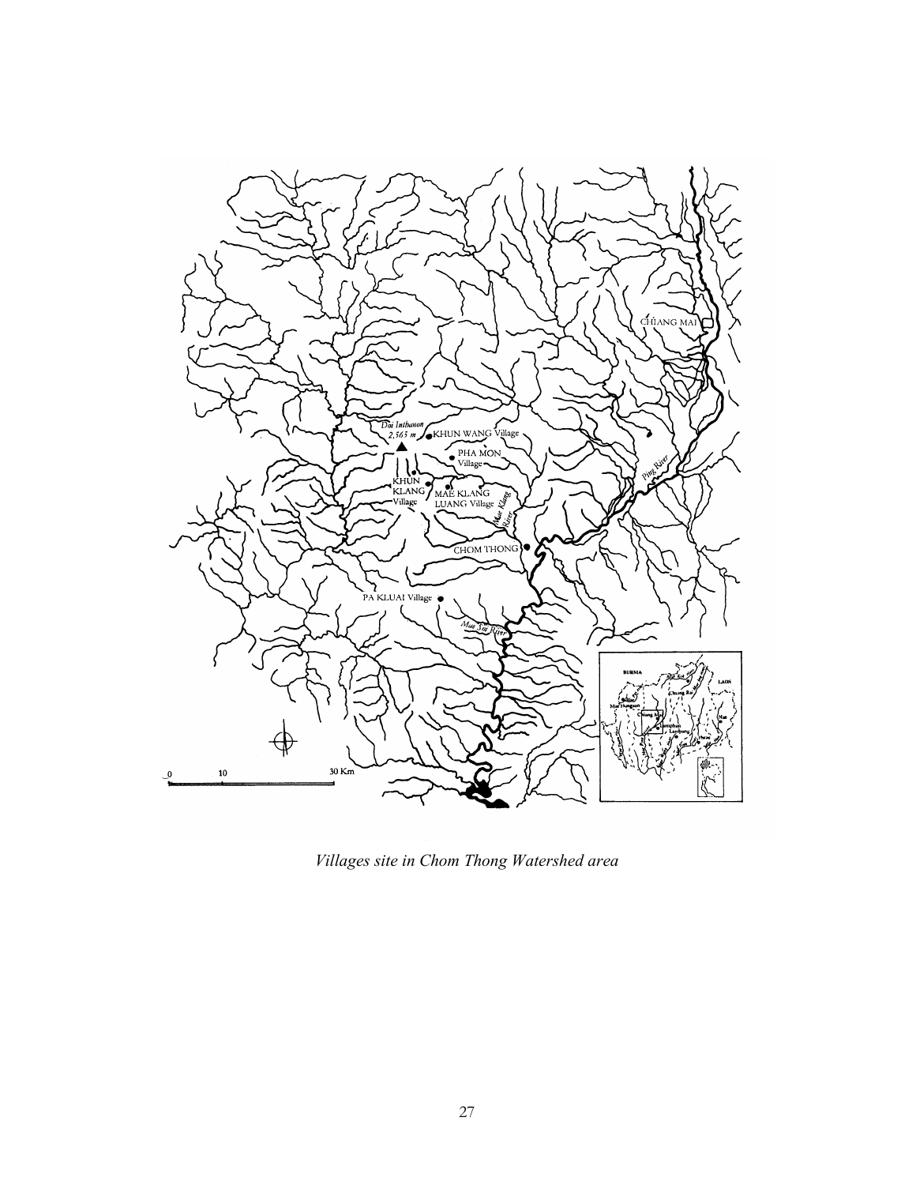*Villages site in Chom Thong Watershed area*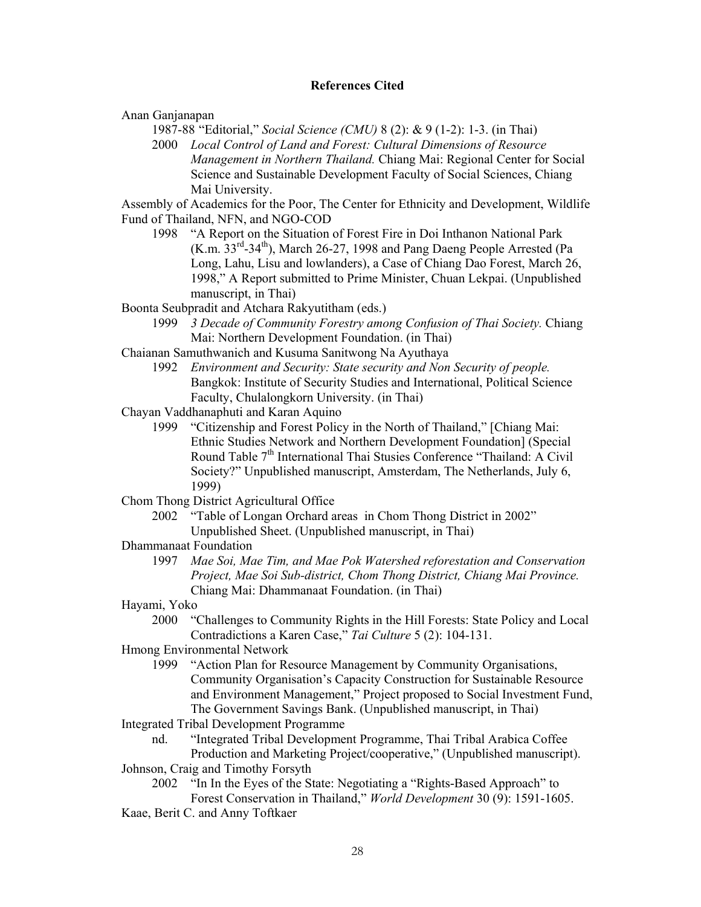## References Cited

Anan Ganjanapan

1987-88 "Editorial," *Social Science (CMU)* 8 (2): & 9 (1-2): 1-3. (in Thai)

2000 *Local Control of Land and Forest: Cultural Dimensions of Resource Management in Northern Thailand.* Chiang Mai: Regional Center for Social Science and Sustainable Development Faculty of Social Sciences, Chiang Mai University.

Assembly of Academics for the Poor, The Center for Ethnicity and Development, Wildlife Fund of Thailand, NFN, and NGO-COD

1998 "A Report on the Situation of Forest Fire in Doi Inthanon National Park (K.m. 33rd-34th), March 26-27, 1998 and Pang Daeng People Arrested (Pa Long, Lahu, Lisu and lowlanders), a Case of Chiang Dao Forest, March 26, 1998," A Report submitted to Prime Minister, Chuan Lekpai. (Unpublished manuscript, in Thai)

Boonta Seubpradit and Atchara Rakyutitham (eds.)

1999 *3 Decade of Community Forestry among Confusion of Thai Society.* Chiang Mai: Northern Development Foundation. (in Thai)

Chaianan Samuthwanich and Kusuma Sanitwong Na Ayuthaya

1992 *Environment and Security: State security and Non Security of people.* Bangkok: Institute of Security Studies and International, Political Science Faculty, Chulalongkorn University. (in Thai)

Chayan Vaddhanaphuti and Karan Aquino

1999 "Citizenship and Forest Policy in the North of Thailand," [Chiang Mai: Ethnic Studies Network and Northern Development Foundation] (Special Round Table 7th International Thai Stusies Conference "Thailand: A Civil Society?" Unpublished manuscript, Amsterdam, The Netherlands, July 6, 1999)

Chom Thong District Agricultural Office

2002 "Table of Longan Orchard areas in Chom Thong District in 2002" Unpublished Sheet. (Unpublished manuscript, in Thai)

Dhammanaat Foundation

1997 *Mae Soi, Mae Tim, and Mae Pok Watershed reforestation and Conservation Project, Mae Soi Sub-district, Chom Thong District, Chiang Mai Province.* Chiang Mai: Dhammanaat Foundation. (in Thai)

Hayami, Yoko

2000 "Challenges to Community Rights in the Hill Forests: State Policy and Local Contradictions a Karen Case," *Tai Culture* 5 (2): 104-131.

Hmong Environmental Network

1999 "Action Plan for Resource Management by Community Organisations, Community Organisation's Capacity Construction for Sustainable Resource and Environment Management," Project proposed to Social Investment Fund, The Government Savings Bank. (Unpublished manuscript, in Thai)

Integrated Tribal Development Programme

nd. "Integrated Tribal Development Programme, Thai Tribal Arabica Coffee Production and Marketing Project/cooperative," (Unpublished manuscript).

Johnson, Craig and Timothy Forsyth

2002 "In In the Eyes of the State: Negotiating a "Rights-Based Approach" to Forest Conservation in Thailand," *World Development* 30 (9): 1591-1605.

Kaae, Berit C. and Anny Toftkaer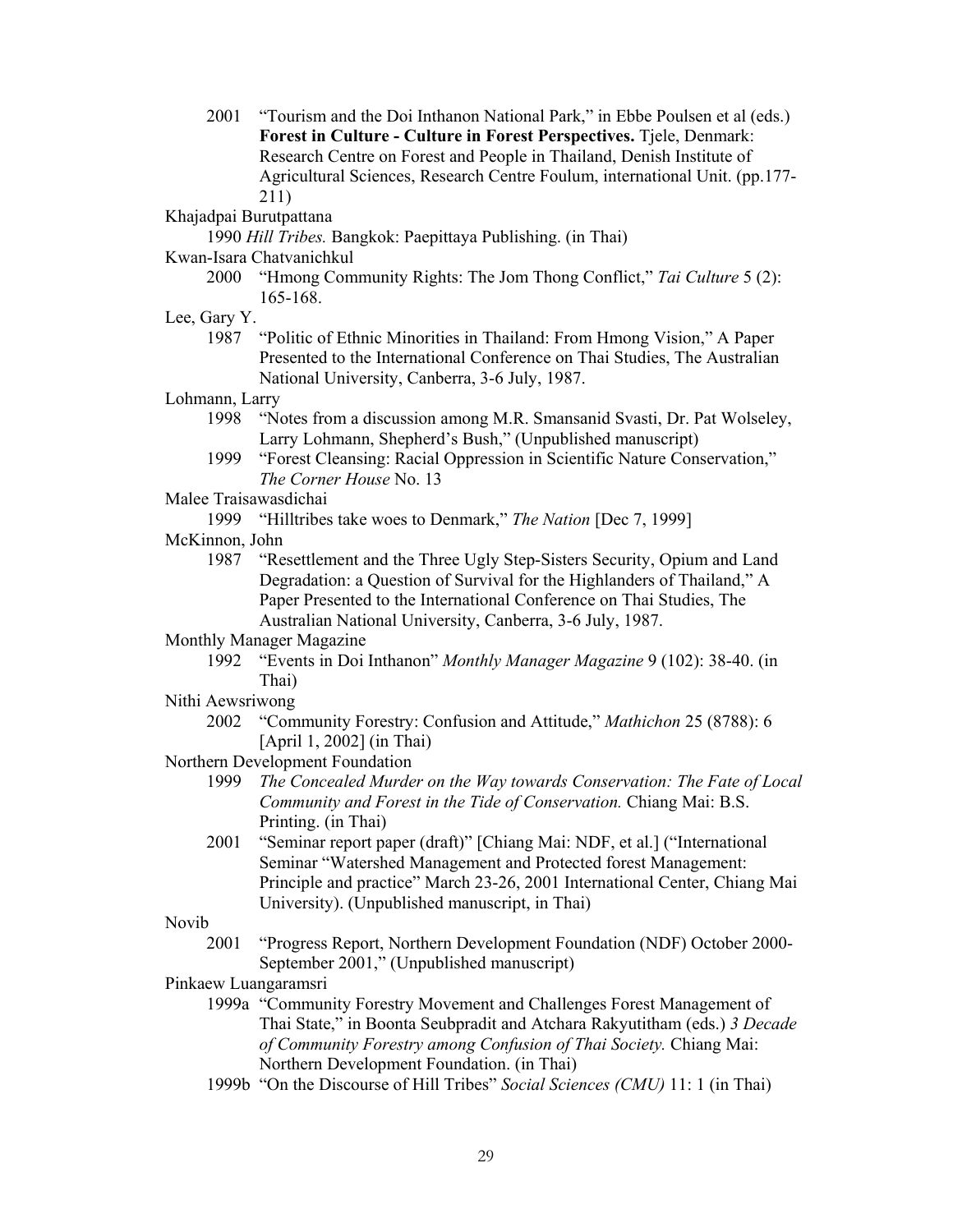2001 "Tourism and the Doi Inthanon National Park," in Ebbe Poulsen et al (eds.) **Forest in Culture - Culture in Forest Perspectives.** Tjele, Denmark: Research Centre on Forest and People in Thailand, Denish Institute of Agricultural Sciences, Research Centre Foulum, international Unit. (pp.177-211)

Khajadpai Burutpattana

1990 *Hill Tribes.* Bangkok: Paepittaya Publishing. (in Thai)

Kwan-Isara Chatvanichkul

2000 "Hmong Community Rights: The Jom Thong Conflict," *Tai Culture* 5 (2): 165-168.

Lee, Gary Y.

1987 "Politic of Ethnic Minorities in Thailand: From Hmong Vision," A Paper Presented to the International Conference on Thai Studies, The Australian National University, Canberra, 3-6 July, 1987.

Lohmann, Larry

1998 "Notes from a discussion among M.R. Smansanid Svasti, Dr. Pat Wolseley, Larry Lohmann, Shepherd's Bush," (Unpublished manuscript)

1999 "Forest Cleansing: Racial Oppression in Scientific Nature Conservation," *The Corner House* No. 13

Malee Traisawasdichai

1999 "Hilltribes take woes to Denmark," *The Nation* [Dec 7, 1999]

McKinnon, John

1987 "Resettlement and the Three Ugly Step-Sisters Security, Opium and Land Degradation: a Question of Survival for the Highlanders of Thailand," A Paper Presented to the International Conference on Thai Studies, The Australian National University, Canberra, 3-6 July, 1987.

Monthly Manager Magazine

1992 "Events in Doi Inthanon" *Monthly Manager Magazine* 9 (102): 38-40. (in Thai)

Nithi Aewsriwong

2002 "Community Forestry: Confusion and Attitude," *Mathichon* 25 (8788): 6 [April 1, 2002] (in Thai)

Northern Development Foundation

1999 *The Concealed Murder on the Way towards Conservation: The Fate of Local Community and Forest in the Tide of Conservation.* Chiang Mai: B.S. Printing. (in Thai)

2001 "Seminar report paper (draft)" [Chiang Mai: NDF, et al.] ("International Seminar "Watershed Management and Protected forest Management: Principle and practice" March 23-26, 2001 International Center, Chiang Mai University). (Unpublished manuscript, in Thai)

Novib

2001 "Progress Report, Northern Development Foundation (NDF) October 2000-September 2001," (Unpublished manuscript)

Pinkaew Luangaramsri

1999a "Community Forestry Movement and Challenges Forest Management of Thai State," in Boonta Seubpradit and Atchara Rakyutitham (eds.) *3 Decade of Community Forestry among Confusion of Thai Society.* Chiang Mai: Northern Development Foundation. (in Thai)

1999b "On the Discourse of Hill Tribes" *Social Sciences (CMU)* 11: 1 (in Thai)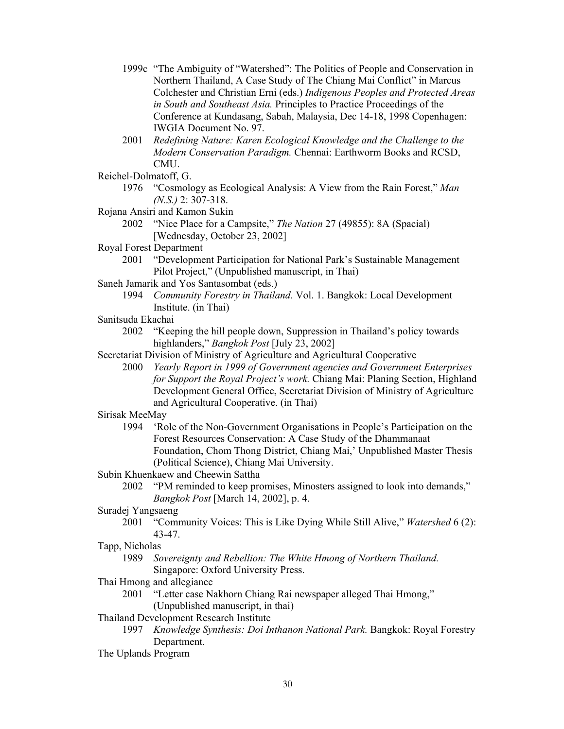1999c "The Ambiguity of "Watershed": The Politics of People and Conservation in Northern Thailand, A Case Study of The Chiang Mai Conflict" in Marcus Colchester and Christian Erni (eds.) *Indigenous Peoples and Protected Areas in South and Southeast Asia.* Principles to Practice Proceedings of the Conference at Kundasang, Sabah, Malaysia, Dec 14-18, 1998 Copenhagen: IWGIA Document No. 97.

2001 *Redefining Nature: Karen Ecological Knowledge and the Challenge to the Modern Conservation Paradigm.* Chennai: Earthworm Books and RCSD, CMU.

Reichel-Dolmatoff, G.

1976 "Cosmology as Ecological Analysis: A View from the Rain Forest," *Man (N.S.)* 2: 307-318.

Rojana Ansiri and Kamon Sukin

2002 "Nice Place for a Campsite," *The Nation* 27 (49855): 8A (Spacial) [Wednesday, October 23, 2002]

Royal Forest Department

2001 "Development Participation for National Park's Sustainable Management Pilot Project," (Unpublished manuscript, in Thai)

Saneh Jamarik and Yos Santasombat (eds.)

1994 *Community Forestry in Thailand.* Vol. 1. Bangkok: Local Development Institute. (in Thai)

Sanitsuda Ekachai

2002 "Keeping the hill people down, Suppression in Thailand's policy towards highlanders," *Bangkok Post* [July 23, 2002]

Secretariat Division of Ministry of Agriculture and Agricultural Cooperative

2000 *Yearly Report in 1999 of Government agencies and Government Enterprises for Support the Royal Project's work.* Chiang Mai: Planing Section, Highland Development General Office, Secretariat Division of Ministry of Agriculture and Agricultural Cooperative. (in Thai)

Sirisak MeeMay

1994 'Role of the Non-Government Organisations in People's Participation on the Forest Resources Conservation: A Case Study of the Dhammanaat Foundation, Chom Thong District, Chiang Mai,' Unpublished Master Thesis (Political Science), Chiang Mai University.

Subin Khuenkaew and Cheewin Sattha

2002 "PM reminded to keep promises, Minosters assigned to look into demands," *Bangkok Post* [March 14, 2002], p. 4.

Suradej Yangsaeng

2001 "Community Voices: This is Like Dying While Still Alive," *Watershed* 6 (2): 43-47.

Tapp, Nicholas

1989 *Sovereignty and Rebellion: The White Hmong of Northern Thailand.* Singapore: Oxford University Press.

Thai Hmong and allegiance

2001 "Letter case Nakhorn Chiang Rai newspaper alleged Thai Hmong," (Unpublished manuscript, in thai)

Thailand Development Research Institute

1997 *Knowledge Synthesis: Doi Inthanon National Park.* Bangkok: Royal Forestry Department.

The Uplands Program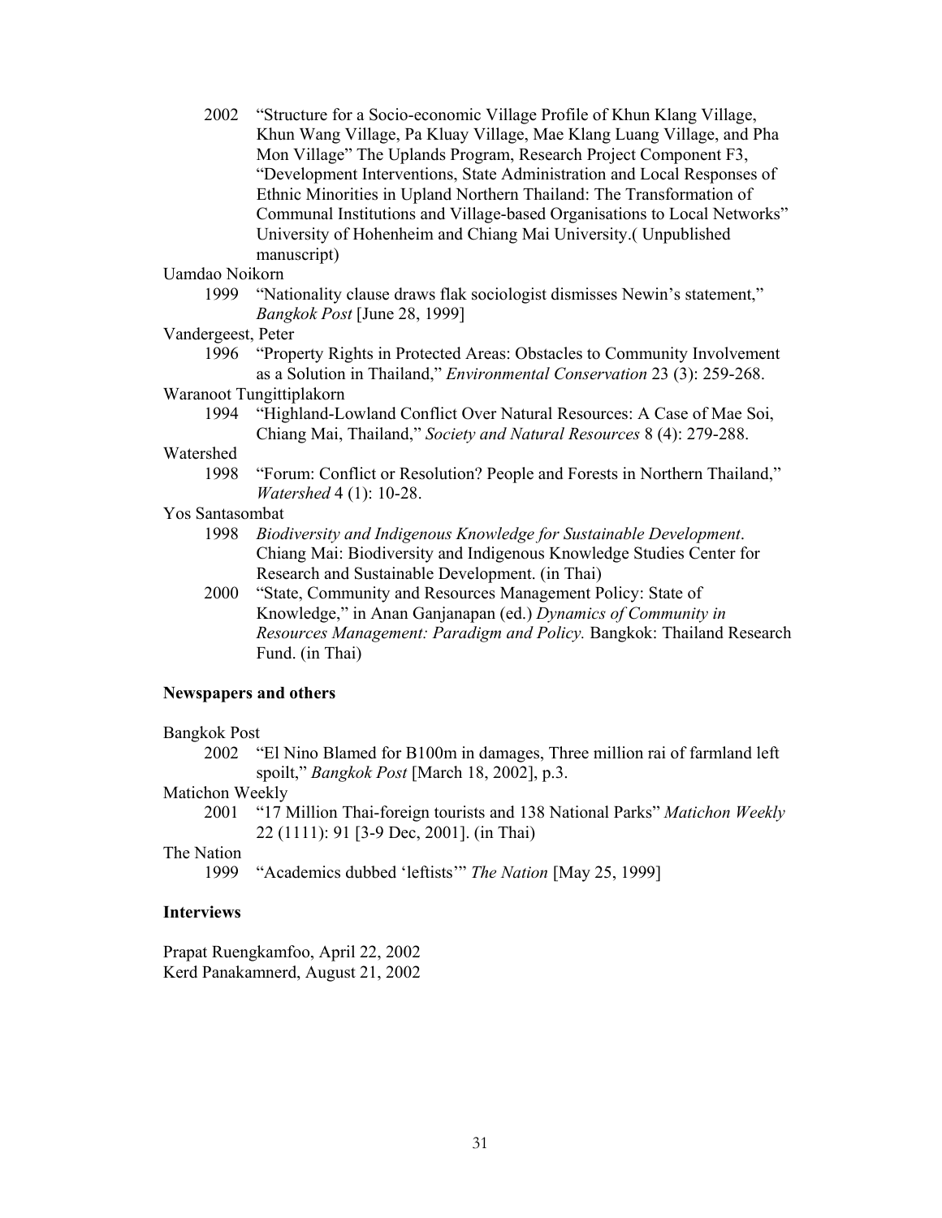2002 "Structure for a Socio-economic Village Profile of Khun Klang Village, Khun Wang Village, Pa Kluay Village, Mae Klang Luang Village, and Pha Mon Village" The Uplands Program, Research Project Component F3, "Development Interventions, State Administration and Local Responses of Ethnic Minorities in Upland Northern Thailand: The Transformation of Communal Institutions and Village-based Organisations to Local Networks" University of Hohenheim and Chiang Mai University.( Unpublished manuscript)

Uamdao Noikorn

1999 "Nationality clause draws flak sociologist dismisses Newin's statement," *Bangkok Post* [June 28, 1999]

Vandergeest, Peter

1996 "Property Rights in Protected Areas: Obstacles to Community Involvement as a Solution in Thailand," *Environmental Conservation* 23 (3): 259-268.

Waranoot Tungittiplakorn

1994 "Highland-Lowland Conflict Over Natural Resources: A Case of Mae Soi, Chiang Mai, Thailand," *Society and Natural Resources* 8 (4): 279-288.

Watershed

1998 "Forum: Conflict or Resolution? People and Forests in Northern Thailand," *Watershed* 4 (1): 10-28.

Yos Santasombat

1998 *Biodiversity and Indigenous Knowledge for Sustainable Development*. Chiang Mai: Biodiversity and Indigenous Knowledge Studies Center for Research and Sustainable Development. (in Thai)

2000 "State, Community and Resources Management Policy: State of Knowledge," in Anan Ganjanapan (ed.) *Dynamics of Community in Resources Management: Paradigm and Policy.* Bangkok: Thailand Research Fund. (in Thai)

**Newspapers and others**

Bangkok Post

2002 "El Nino Blamed for B100m in damages, Three million rai of farmland left spoilt," *Bangkok Post* [March 18, 2002], p.3.

Matichon Weekly

2001 "17 Million Thai-foreign tourists and 138 National Parks" *Matichon Weekly* 22 (1111): 91 [3-9 Dec, 2001]. (in Thai)

The Nation

1999 "Academics dubbed 'leftists'" *The Nation* [May 25, 1999]

**Interviews**

Prapat Ruengkamfoo, April 22, 2002
Kerd Panakamnerd, August 21, 2002